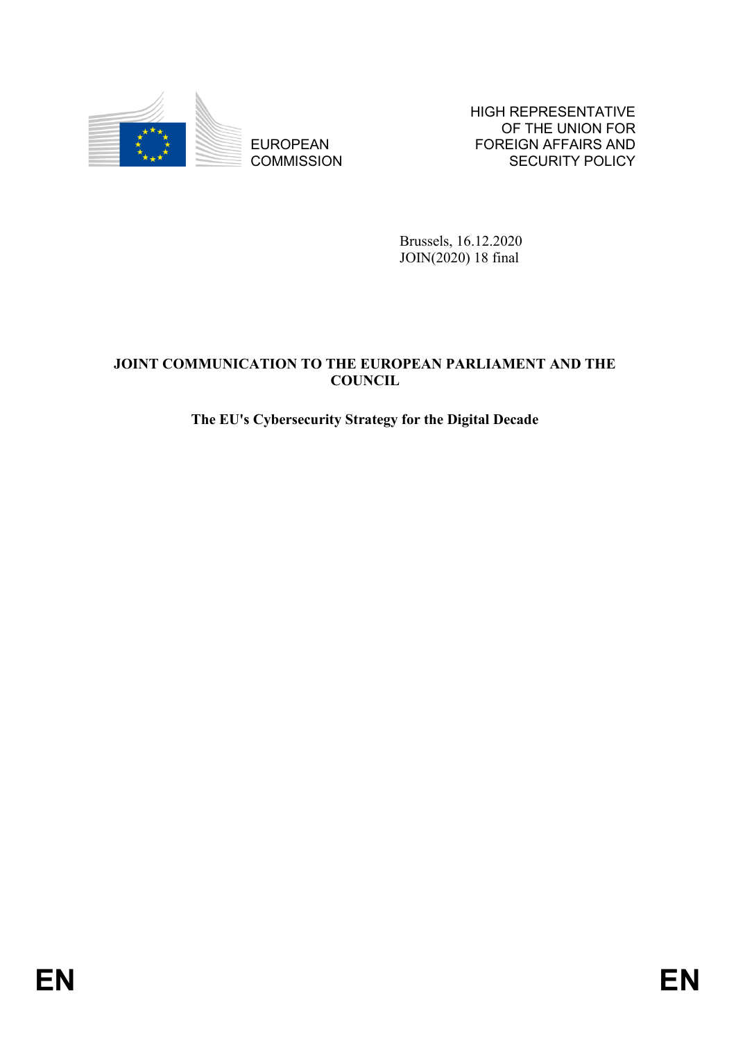EUROPEAN COMMISSION

HIGH REPRESENTATIVE OF THE UNION FOR FOREIGN AFFAIRS AND SECURITY POLICY

Brussels, 16.12.2020
JOIN(2020) 18 final

**JOINT COMMUNICATION TO THE EUROPEAN PARLIAMENT AND THE COUNCIL**

**The EU's Cybersecurity Strategy for the Digital Decade**

EN EN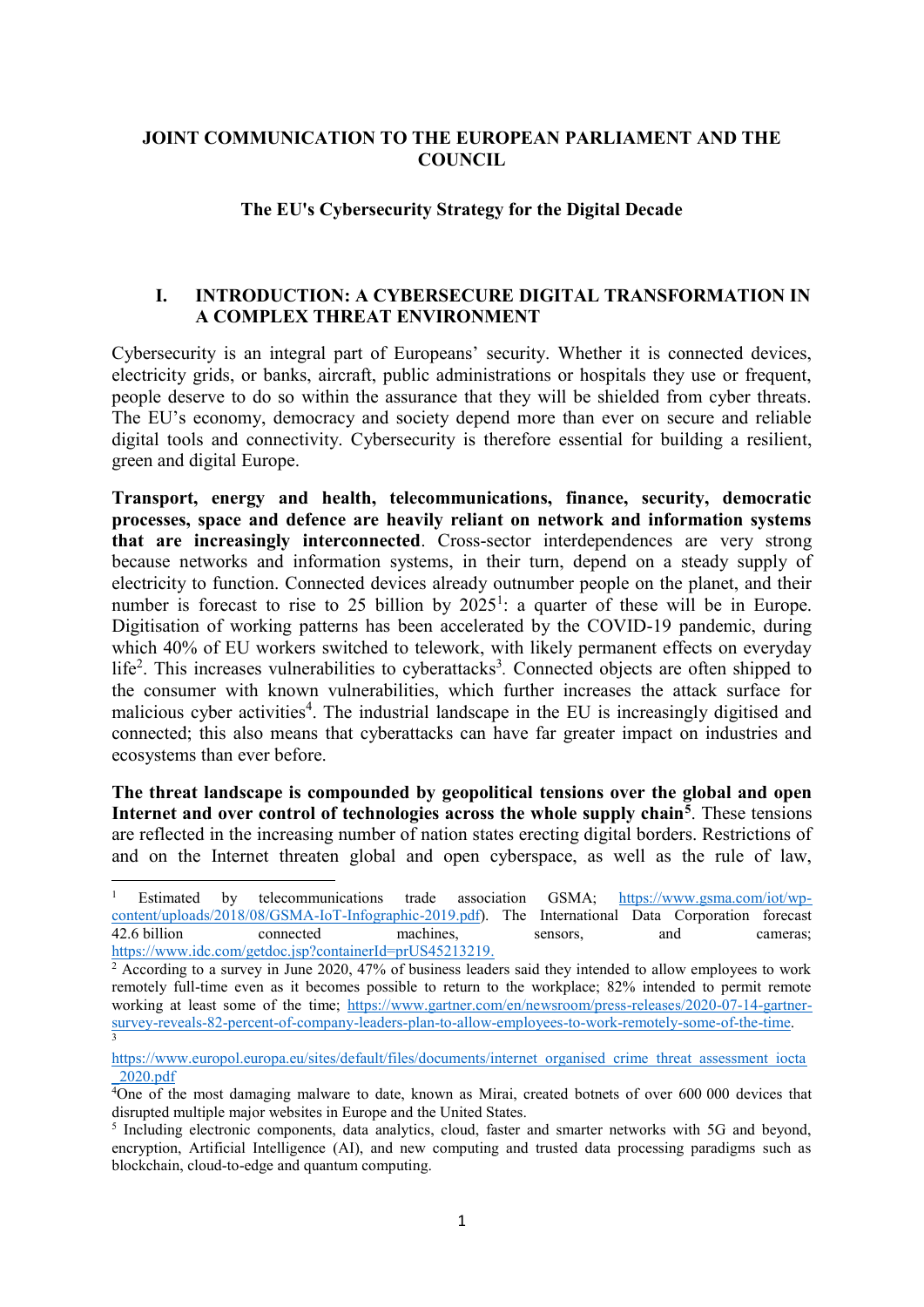**JOINT COMMUNICATION TO THE EUROPEAN PARLIAMENT AND THE COUNCIL**

**The EU's Cybersecurity Strategy for the Digital Decade**

## I. INTRODUCTION: A CYBERSECURE DIGITAL TRANSFORMATION IN A COMPLEX THREAT ENVIRONMENT

Cybersecurity is an integral part of Europeans' security. Whether it is connected devices, electricity grids, or banks, aircraft, public administrations or hospitals they use or frequent, people deserve to do so within the assurance that they will be shielded from cyber threats. The EU's economy, democracy and society depend more than ever on secure and reliable digital tools and connectivity. Cybersecurity is therefore essential for building a resilient, green and digital Europe.

**Transport, energy and health, telecommunications, finance, security, democratic processes, space and defence are heavily reliant on network and information systems that are increasingly interconnected**. Cross-sector interdependences are very strong because networks and information systems, in their turn, depend on a steady supply of electricity to function. Connected devices already outnumber people on the planet, and their number is forecast to rise to 25 billion by 2025[1]: a quarter of these will be in Europe. Digitisation of working patterns has been accelerated by the COVID-19 pandemic, during which 40% of EU workers switched to telework, with likely permanent effects on everyday life[2]. This increases vulnerabilities to cyberattacks[3]. Connected objects are often shipped to the consumer with known vulnerabilities, which further increases the attack surface for malicious cyber activities[4]. The industrial landscape in the EU is increasingly digitised and connected; this also means that cyberattacks can have far greater impact on industries and ecosystems than ever before.

**The threat landscape is compounded by geopolitical tensions over the global and open Internet and over control of technologies across the whole supply chain[5]**. These tensions are reflected in the increasing number of nation states erecting digital borders. Restrictions of and on the Internet threaten global and open cyberspace, as well as the rule of law,

---

[1] Estimated by telecommunications trade association GSMA; https://www.gsma.com/iot/wp-content/uploads/2018/08/GSMA-IoT-Infographic-2019.pdf). The International Data Corporation forecast 42.6 billion connected machines, sensors, and cameras; https://www.idc.com/getdoc.jsp?containerId=prUS45213219.

[2] According to a survey in June 2020, 47% of business leaders said they intended to allow employees to work remotely full-time even as it becomes possible to return to the workplace; 82% intended to permit remote working at least some of the time; https://www.gartner.com/en/newsroom/press-releases/2020-07-14-gartner-survey-reveals-82-percent-of-company-leaders-plan-to-allow-employees-to-work-remotely-some-of-the-time.

[3] https://www.europol.europa.eu/sites/default/files/documents/internet_organised_crime_threat_assessment_iocta_2020.pdf

[4] One of the most damaging malware to date, known as Mirai, created botnets of over 600 000 devices that disrupted multiple major websites in Europe and the United States.

[5] Including electronic components, data analytics, cloud, faster and smarter networks with 5G and beyond, encryption, Artificial Intelligence (AI), and new computing and trusted data processing paradigms such as blockchain, cloud-to-edge and quantum computing.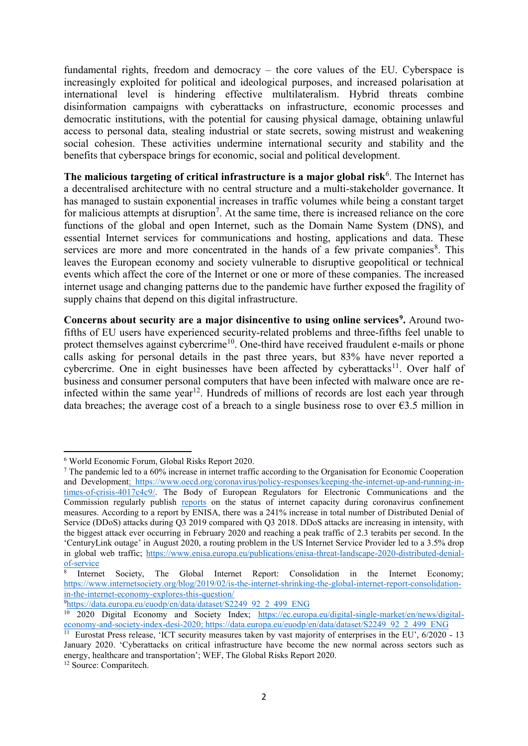fundamental rights, freedom and democracy – the core values of the EU. Cyberspace is increasingly exploited for political and ideological purposes, and increased polarisation at international level is hindering effective multilateralism. Hybrid threats combine disinformation campaigns with cyberattacks on infrastructure, economic processes and democratic institutions, with the potential for causing physical damage, obtaining unlawful access to personal data, stealing industrial or state secrets, sowing mistrust and weakening social cohesion. These activities undermine international security and stability and the benefits that cyberspace brings for economic, social and political development.

**The malicious targeting of critical infrastructure is a major global risk**[6]. The Internet has a decentralised architecture with no central structure and a multi-stakeholder governance. It has managed to sustain exponential increases in traffic volumes while being a constant target for malicious attempts at disruption[7]. At the same time, there is increased reliance on the core functions of the global and open Internet, such as the Domain Name System (DNS), and essential Internet services for communications and hosting, applications and data. These services are more and more concentrated in the hands of a few private companies[8]. This leaves the European economy and society vulnerable to disruptive geopolitical or technical events which affect the core of the Internet or one or more of these companies. The increased internet usage and changing patterns due to the pandemic have further exposed the fragility of supply chains that depend on this digital infrastructure.

**Concerns about security are a major disincentive to using online services[9].** Around two-fifths of EU users have experienced security-related problems and three-fifths feel unable to protect themselves against cybercrime[10]. One-third have received fraudulent e-mails or phone calls asking for personal details in the past three years, but 83% have never reported a cybercrime. One in eight businesses have been affected by cyberattacks[11]. Over half of business and consumer personal computers that have been infected with malware once are re-infected within the same year[12]. Hundreds of millions of records are lost each year through data breaches; the average cost of a breach to a single business rose to over €3.5 million in

---

[6] World Economic Forum, Global Risks Report 2020.

[7] The pandemic led to a 60% increase in internet traffic according to the Organisation for Economic Cooperation and Development; https://www.oecd.org/coronavirus/policy-responses/keeping-the-internet-up-and-running-in-times-of-crisis-4017c4c9/. The Body of European Regulators for Electronic Communications and the Commission regularly publish reports on the status of internet capacity during coronavirus confinement measures. According to a report by ENISA, there was a 241% increase in total number of Distributed Denial of Service (DDoS) attacks during Q3 2019 compared with Q3 2018. DDoS attacks are increasing in intensity, with the biggest attack ever occurring in February 2020 and reaching a peak traffic of 2.3 terabits per second. In the 'CenturyLink outage' in August 2020, a routing problem in the US Internet Service Provider led to a 3.5% drop in global web traffic; https://www.enisa.europa.eu/publications/enisa-threat-landscape-2020-distributed-denial-of-service

[8] Internet Society, The Global Internet Report: Consolidation in the Internet Economy; https://www.internetsociety.org/blog/2019/02/is-the-internet-shrinking-the-global-internet-report-consolidation-in-the-internet-economy-explores-this-question/

[9] https://data.europa.eu/euodp/en/data/dataset/S2249_92_2_499_ENG

[10] 2020 Digital Economy and Society Index; https://ec.europa.eu/digital-single-market/en/news/digital-economy-and-society-index-desi-2020; https://data.europa.eu/euodp/en/data/dataset/S2249_92_2_499_ENG

[11] Eurostat Press release, 'ICT security measures taken by vast majority of enterprises in the EU', 6/2020 - 13 January 2020. 'Cyberattacks on critical infrastructure have become the new normal across sectors such as energy, healthcare and transportation'; WEF, The Global Risks Report 2020.

[12] Source: Comparitech.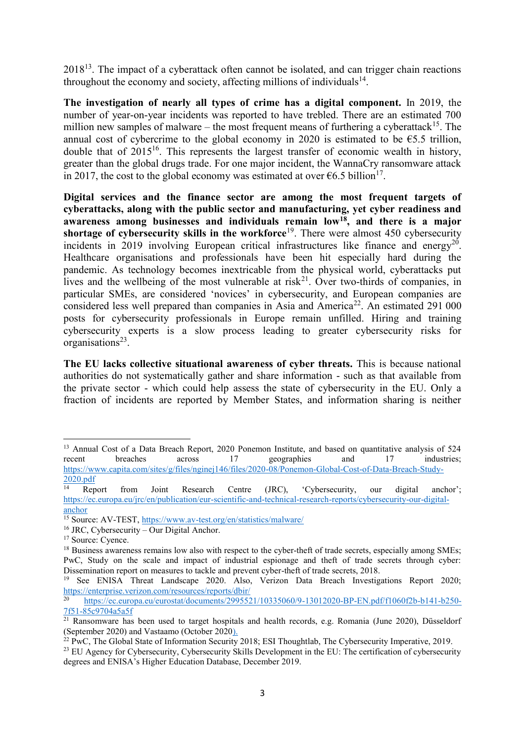2018[13]. The impact of a cyberattack often cannot be isolated, and can trigger chain reactions throughout the economy and society, affecting millions of individuals[14].

**The investigation of nearly all types of crime has a digital component.** In 2019, the number of year-on-year incidents was reported to have trebled. There are an estimated 700 million new samples of malware – the most frequent means of furthering a cyberattack[15]. The annual cost of cybercrime to the global economy in 2020 is estimated to be €5.5 trillion, double that of 2015[16]. This represents the largest transfer of economic wealth in history, greater than the global drugs trade. For one major incident, the WannaCry ransomware attack in 2017, the cost to the global economy was estimated at over €6.5 billion[17].

**Digital services and the finance sector are among the most frequent targets of cyberattacks, along with the public sector and manufacturing, yet cyber readiness and awareness among businesses and individuals remain low[18], and there is a major shortage of cybersecurity skills in the workforce**[19]. There were almost 450 cybersecurity incidents in 2019 involving European critical infrastructures like finance and energy[20]. Healthcare organisations and professionals have been hit especially hard during the pandemic. As technology becomes inextricable from the physical world, cyberattacks put lives and the wellbeing of the most vulnerable at risk[21]. Over two-thirds of companies, in particular SMEs, are considered 'novices' in cybersecurity, and European companies are considered less well prepared than companies in Asia and America[22]. An estimated 291 000 posts for cybersecurity professionals in Europe remain unfilled. Hiring and training cybersecurity experts is a slow process leading to greater cybersecurity risks for organisations[23].

**The EU lacks collective situational awareness of cyber threats.** This is because national authorities do not systematically gather and share information - such as that available from the private sector - which could help assess the state of cybersecurity in the EU. Only a fraction of incidents are reported by Member States, and information sharing is neither

---

[13] Annual Cost of a Data Breach Report, 2020 Ponemon Institute, and based on quantitative analysis of 524 recent breaches across 17 geographies and 17 industries; https://www.capita.com/sites/g/files/nginej146/files/2020-08/Ponemon-Global-Cost-of-Data-Breach-Study-2020.pdf

[14] Report from Joint Research Centre (JRC), 'Cybersecurity, our digital anchor'; https://ec.europa.eu/jrc/en/publication/eur-scientific-and-technical-research-reports/cybersecurity-our-digital-anchor

[15] Source: AV-TEST, https://www.av-test.org/en/statistics/malware/

[16] JRC, Cybersecurity – Our Digital Anchor.

[17] Source: Cyence.

[18] Business awareness remains low also with respect to the cyber-theft of trade secrets, especially among SMEs; PwC, Study on the scale and impact of industrial espionage and theft of trade secrets through cyber: Dissemination report on measures to tackle and prevent cyber-theft of trade secrets, 2018.

[19] See ENISA Threat Landscape 2020. Also, Verizon Data Breach Investigations Report 2020; https://enterprise.verizon.com/resources/reports/dbir/

[20] https://ec.europa.eu/eurostat/documents/2995521/10335060/9-13012020-BP-EN.pdf/f1060f2b-b141-b250-7f51-85c9704a5a5f

[21] Ransomware has been used to target hospitals and health records, e.g. Romania (June 2020), Düsseldorf (September 2020) and Vastaamo (October 2020).

[22] PwC, The Global State of Information Security 2018; ESI Thoughtlab, The Cybersecurity Imperative, 2019.

[23] EU Agency for Cybersecurity, Cybersecurity Skills Development in the EU: The certification of cybersecurity degrees and ENISA's Higher Education Database, December 2019.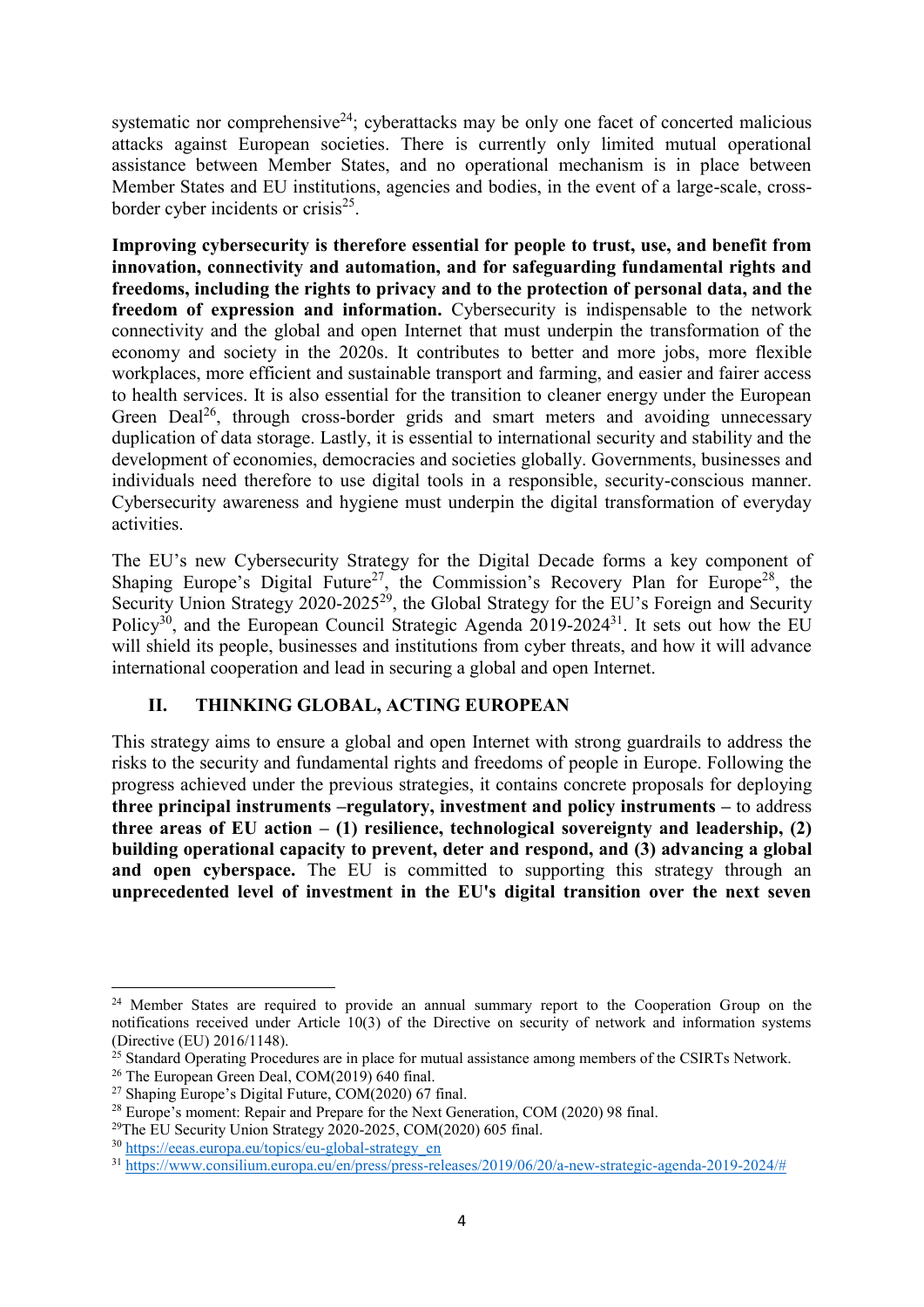systematic nor comprehensive[24]; cyberattacks may be only one facet of concerted malicious attacks against European societies. There is currently only limited mutual operational assistance between Member States, and no operational mechanism is in place between Member States and EU institutions, agencies and bodies, in the event of a large-scale, cross-border cyber incidents or crisis[25].

**Improving cybersecurity is therefore essential for people to trust, use, and benefit from innovation, connectivity and automation, and for safeguarding fundamental rights and freedoms, including the rights to privacy and to the protection of personal data, and the freedom of expression and information.** Cybersecurity is indispensable to the network connectivity and the global and open Internet that must underpin the transformation of the economy and society in the 2020s. It contributes to better and more jobs, more flexible workplaces, more efficient and sustainable transport and farming, and easier and fairer access to health services. It is also essential for the transition to cleaner energy under the European Green Deal[26], through cross-border grids and smart meters and avoiding unnecessary duplication of data storage. Lastly, it is essential to international security and stability and the development of economies, democracies and societies globally. Governments, businesses and individuals need therefore to use digital tools in a responsible, security-conscious manner. Cybersecurity awareness and hygiene must underpin the digital transformation of everyday activities.

The EU's new Cybersecurity Strategy for the Digital Decade forms a key component of Shaping Europe's Digital Future[27], the Commission's Recovery Plan for Europe[28], the Security Union Strategy 2020-2025[29], the Global Strategy for the EU's Foreign and Security Policy[30], and the European Council Strategic Agenda 2019-2024[31]. It sets out how the EU will shield its people, businesses and institutions from cyber threats, and how it will advance international cooperation and lead in securing a global and open Internet.

## II. THINKING GLOBAL, ACTING EUROPEAN

This strategy aims to ensure a global and open Internet with strong guardrails to address the risks to the security and fundamental rights and freedoms of people in Europe. Following the progress achieved under the previous strategies, it contains concrete proposals for deploying **three principal instruments –regulatory, investment and policy instruments –** to address **three areas of EU action – (1) resilience, technological sovereignty and leadership, (2) building operational capacity to prevent, deter and respond, and (3) advancing a global and open cyberspace.** The EU is committed to supporting this strategy through an **unprecedented level of investment in the EU's digital transition over the next seven**

---

[24] Member States are required to provide an annual summary report to the Cooperation Group on the notifications received under Article 10(3) of the Directive on security of network and information systems (Directive (EU) 2016/1148).

[25] Standard Operating Procedures are in place for mutual assistance among members of the CSIRTs Network.

[26] The European Green Deal, COM(2019) 640 final.

[27] Shaping Europe's Digital Future, COM(2020) 67 final.

[28] Europe's moment: Repair and Prepare for the Next Generation, COM (2020) 98 final.

[29] The EU Security Union Strategy 2020-2025, COM(2020) 605 final.

[30] https://eeas.europa.eu/topics/eu-global-strategy_en

[31] https://www.consilium.europa.eu/en/press/press-releases/2019/06/20/a-new-strategic-agenda-2019-2024/#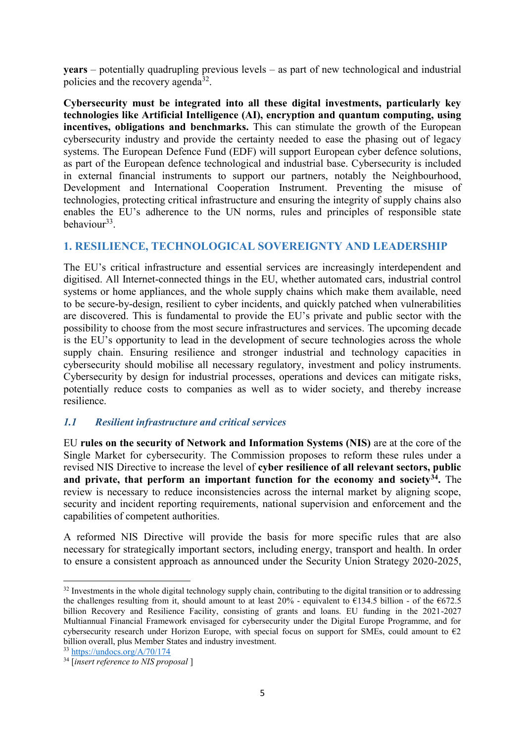**years** – potentially quadrupling previous levels – as part of new technological and industrial policies and the recovery agenda[32].

**Cybersecurity must be integrated into all these digital investments, particularly key technologies like Artificial Intelligence (AI), encryption and quantum computing, using incentives, obligations and benchmarks.** This can stimulate the growth of the European cybersecurity industry and provide the certainty needed to ease the phasing out of legacy systems. The European Defence Fund (EDF) will support European cyber defence solutions, as part of the European defence technological and industrial base. Cybersecurity is included in external financial instruments to support our partners, notably the Neighbourhood, Development and International Cooperation Instrument. Preventing the misuse of technologies, protecting critical infrastructure and ensuring the integrity of supply chains also enables the EU's adherence to the UN norms, rules and principles of responsible state behaviour[33].

## 1. RESILIENCE, TECHNOLOGICAL SOVEREIGNTY AND LEADERSHIP

The EU's critical infrastructure and essential services are increasingly interdependent and digitised. All Internet-connected things in the EU, whether automated cars, industrial control systems or home appliances, and the whole supply chains which make them available, need to be secure-by-design, resilient to cyber incidents, and quickly patched when vulnerabilities are discovered. This is fundamental to provide the EU's private and public sector with the possibility to choose from the most secure infrastructures and services. The upcoming decade is the EU's opportunity to lead in the development of secure technologies across the whole supply chain. Ensuring resilience and stronger industrial and technology capacities in cybersecurity should mobilise all necessary regulatory, investment and policy instruments. Cybersecurity by design for industrial processes, operations and devices can mitigate risks, potentially reduce costs to companies as well as to wider society, and thereby increase resilience.

### *1.1 Resilient infrastructure and critical services*

EU **rules on the security of Network and Information Systems (NIS)** are at the core of the Single Market for cybersecurity. The Commission proposes to reform these rules under a revised NIS Directive to increase the level of **cyber resilience of all relevant sectors, public and private, that perform an important function for the economy and society[34].** The review is necessary to reduce inconsistencies across the internal market by aligning scope, security and incident reporting requirements, national supervision and enforcement and the capabilities of competent authorities.

A reformed NIS Directive will provide the basis for more specific rules that are also necessary for strategically important sectors, including energy, transport and health. In order to ensure a consistent approach as announced under the Security Union Strategy 2020-2025,

---

[32] Investments in the whole digital technology supply chain, contributing to the digital transition or to addressing the challenges resulting from it, should amount to at least 20% - equivalent to €134.5 billion - of the €672.5 billion Recovery and Resilience Facility, consisting of grants and loans. EU funding in the 2021-2027 Multiannual Financial Framework envisaged for cybersecurity under the Digital Europe Programme, and for cybersecurity research under Horizon Europe, with special focus on support for SMEs, could amount to €2 billion overall, plus Member States and industry investment.

[33] https://undocs.org/A/70/174

[34] [*insert reference to NIS proposal* ]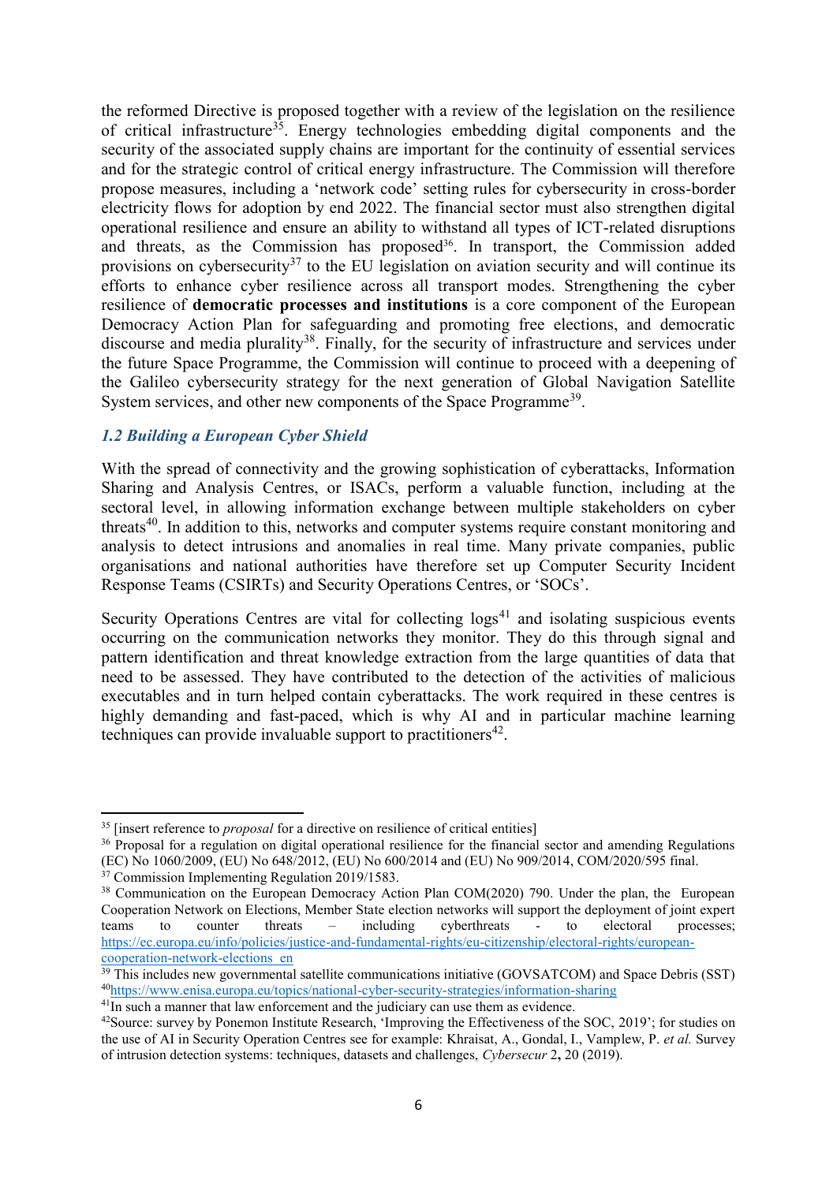the reformed Directive is proposed together with a review of the legislation on the resilience of critical infrastructure[35]. Energy technologies embedding digital components and the security of the associated supply chains are important for the continuity of essential services and for the strategic control of critical energy infrastructure. The Commission will therefore propose measures, including a 'network code' setting rules for cybersecurity in cross-border electricity flows for adoption by end 2022. The financial sector must also strengthen digital operational resilience and ensure an ability to withstand all types of ICT-related disruptions and threats, as the Commission has proposed[36]. In transport, the Commission added provisions on cybersecurity[37] to the EU legislation on aviation security and will continue its efforts to enhance cyber resilience across all transport modes. Strengthening the cyber resilience of **democratic processes and institutions** is a core component of the European Democracy Action Plan for safeguarding and promoting free elections, and democratic discourse and media plurality[38]. Finally, for the security of infrastructure and services under the future Space Programme, the Commission will continue to proceed with a deepening of the Galileo cybersecurity strategy for the next generation of Global Navigation Satellite System services, and other new components of the Space Programme[39].

### *1.2 Building a European Cyber Shield*

With the spread of connectivity and the growing sophistication of cyberattacks, Information Sharing and Analysis Centres, or ISACs, perform a valuable function, including at the sectoral level, in allowing information exchange between multiple stakeholders on cyber threats[40]. In addition to this, networks and computer systems require constant monitoring and analysis to detect intrusions and anomalies in real time. Many private companies, public organisations and national authorities have therefore set up Computer Security Incident Response Teams (CSIRTs) and Security Operations Centres, or 'SOCs'.

Security Operations Centres are vital for collecting logs[41] and isolating suspicious events occurring on the communication networks they monitor. They do this through signal and pattern identification and threat knowledge extraction from the large quantities of data that need to be assessed. They have contributed to the detection of the activities of malicious executables and in turn helped contain cyberattacks. The work required in these centres is highly demanding and fast-paced, which is why AI and in particular machine learning techniques can provide invaluable support to practitioners[42].

---

[35] [insert reference to *proposal* for a directive on resilience of critical entities]

[36] Proposal for a regulation on digital operational resilience for the financial sector and amending Regulations (EC) No 1060/2009, (EU) No 648/2012, (EU) No 600/2014 and (EU) No 909/2014, COM/2020/595 final.

[37] Commission Implementing Regulation 2019/1583.

[38] Communication on the European Democracy Action Plan COM(2020) 790. Under the plan, the European Cooperation Network on Elections, Member State election networks will support the deployment of joint expert teams to counter threats – including cyberthreats - to electoral processes; https://ec.europa.eu/info/policies/justice-and-fundamental-rights/eu-citizenship/electoral-rights/european-cooperation-network-elections_en

[39] This includes new governmental satellite communications initiative (GOVSATCOM) and Space Debris (SST)

[40] https://www.enisa.europa.eu/topics/national-cyber-security-strategies/information-sharing

[41] In such a manner that law enforcement and the judiciary can use them as evidence.

[42] Source: survey by Ponemon Institute Research, 'Improving the Effectiveness of the SOC, 2019'; for studies on the use of AI in Security Operation Centres see for example: Khraisat, A., Gondal, I., Vamplew, P. *et al.* Survey of intrusion detection systems: techniques, datasets and challenges, *Cybersecur* 2**,** 20 (2019).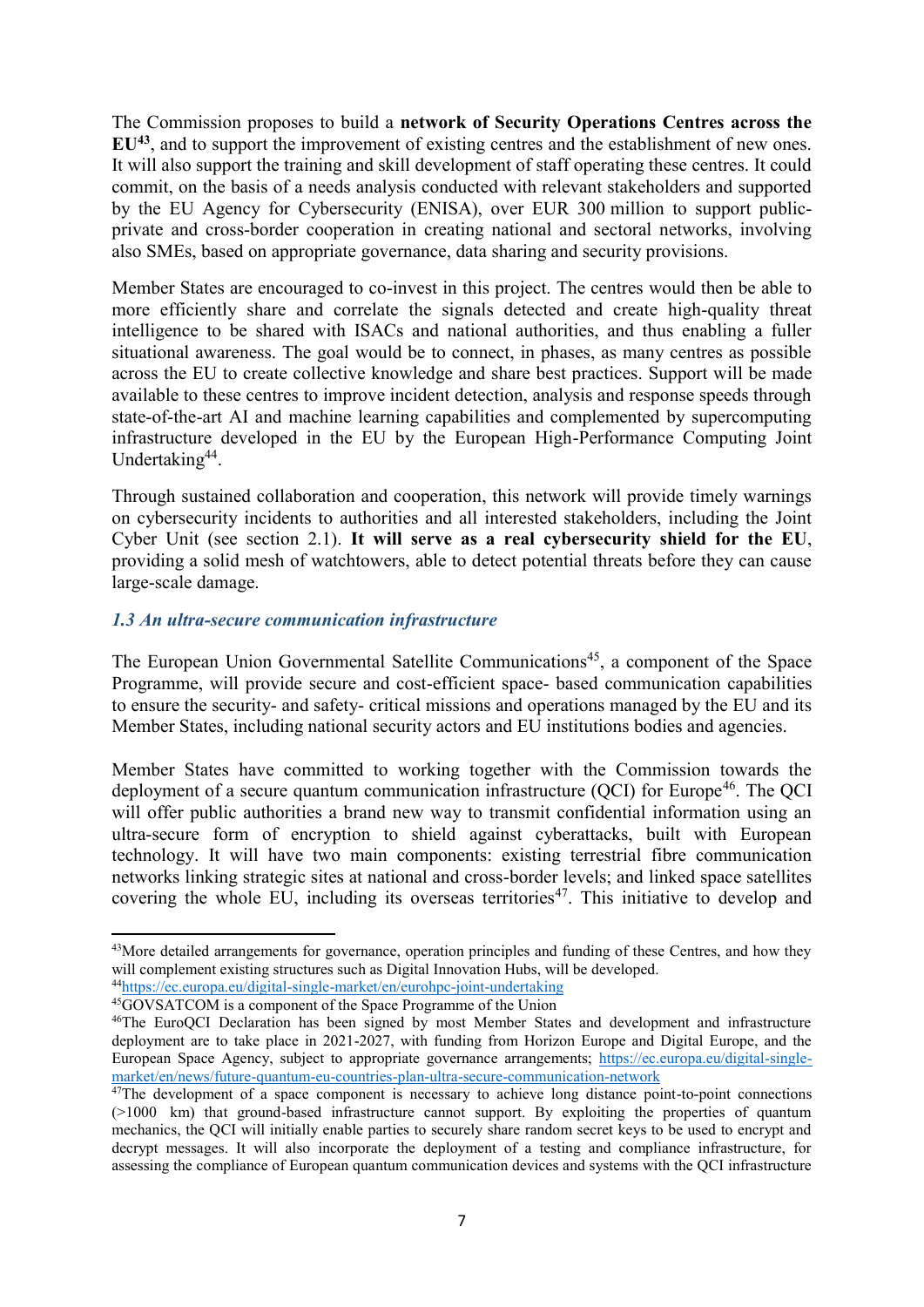The Commission proposes to build a **network of Security Operations Centres across the EU**[43], and to support the improvement of existing centres and the establishment of new ones. It will also support the training and skill development of staff operating these centres. It could commit, on the basis of a needs analysis conducted with relevant stakeholders and supported by the EU Agency for Cybersecurity (ENISA), over EUR 300 million to support public-private and cross-border cooperation in creating national and sectoral networks, involving also SMEs, based on appropriate governance, data sharing and security provisions.

Member States are encouraged to co-invest in this project. The centres would then be able to more efficiently share and correlate the signals detected and create high-quality threat intelligence to be shared with ISACs and national authorities, and thus enabling a fuller situational awareness. The goal would be to connect, in phases, as many centres as possible across the EU to create collective knowledge and share best practices. Support will be made available to these centres to improve incident detection, analysis and response speeds through state-of-the-art AI and machine learning capabilities and complemented by supercomputing infrastructure developed in the EU by the European High-Performance Computing Joint Undertaking[44].

Through sustained collaboration and cooperation, this network will provide timely warnings on cybersecurity incidents to authorities and all interested stakeholders, including the Joint Cyber Unit (see section 2.1). **It will serve as a real cybersecurity shield for the EU**, providing a solid mesh of watchtowers, able to detect potential threats before they can cause large-scale damage.

### *1.3 An ultra-secure communication infrastructure*

The European Union Governmental Satellite Communications[45], a component of the Space Programme, will provide secure and cost-efficient space- based communication capabilities to ensure the security- and safety- critical missions and operations managed by the EU and its Member States, including national security actors and EU institutions bodies and agencies.

Member States have committed to working together with the Commission towards the deployment of a secure quantum communication infrastructure (QCI) for Europe[46]. The QCI will offer public authorities a brand new way to transmit confidential information using an ultra-secure form of encryption to shield against cyberattacks, built with European technology. It will have two main components: existing terrestrial fibre communication networks linking strategic sites at national and cross-border levels; and linked space satellites covering the whole EU, including its overseas territories[47]. This initiative to develop and

---

[43] More detailed arrangements for governance, operation principles and funding of these Centres, and how they will complement existing structures such as Digital Innovation Hubs, will be developed.

[44] https://ec.europa.eu/digital-single-market/en/eurohpc-joint-undertaking

[45] GOVSATCOM is a component of the Space Programme of the Union

[46] The EuroQCI Declaration has been signed by most Member States and development and infrastructure deployment are to take place in 2021-2027, with funding from Horizon Europe and Digital Europe, and the European Space Agency, subject to appropriate governance arrangements; https://ec.europa.eu/digital-single-market/en/news/future-quantum-eu-countries-plan-ultra-secure-communication-network

[47] The development of a space component is necessary to achieve long distance point-to-point connections (>1000 km) that ground-based infrastructure cannot support. By exploiting the properties of quantum mechanics, the QCI will initially enable parties to securely share random secret keys to be used to encrypt and decrypt messages. It will also incorporate the deployment of a testing and compliance infrastructure, for assessing the compliance of European quantum communication devices and systems with the QCI infrastructure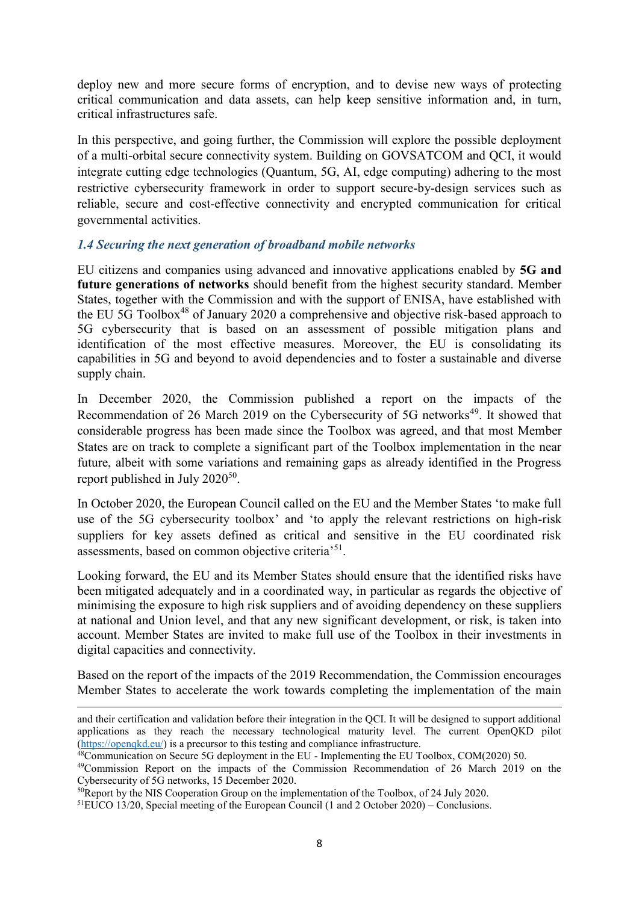deploy new and more secure forms of encryption, and to devise new ways of protecting critical communication and data assets, can help keep sensitive information and, in turn, critical infrastructures safe.

In this perspective, and going further, the Commission will explore the possible deployment of a multi-orbital secure connectivity system. Building on GOVSATCOM and QCI, it would integrate cutting edge technologies (Quantum, 5G, AI, edge computing) adhering to the most restrictive cybersecurity framework in order to support secure-by-design services such as reliable, secure and cost-effective connectivity and encrypted communication for critical governmental activities.

### *1.4 Securing the next generation of broadband mobile networks*

EU citizens and companies using advanced and innovative applications enabled by **5G and future generations of networks** should benefit from the highest security standard. Member States, together with the Commission and with the support of ENISA, have established with the EU 5G Toolbox[48] of January 2020 a comprehensive and objective risk-based approach to 5G cybersecurity that is based on an assessment of possible mitigation plans and identification of the most effective measures. Moreover, the EU is consolidating its capabilities in 5G and beyond to avoid dependencies and to foster a sustainable and diverse supply chain.

In December 2020, the Commission published a report on the impacts of the Recommendation of 26 March 2019 on the Cybersecurity of 5G networks[49]. It showed that considerable progress has been made since the Toolbox was agreed, and that most Member States are on track to complete a significant part of the Toolbox implementation in the near future, albeit with some variations and remaining gaps as already identified in the Progress report published in July 2020[50].

In October 2020, the European Council called on the EU and the Member States 'to make full use of the 5G cybersecurity toolbox' and 'to apply the relevant restrictions on high-risk suppliers for key assets defined as critical and sensitive in the EU coordinated risk assessments, based on common objective criteria'[51].

Looking forward, the EU and its Member States should ensure that the identified risks have been mitigated adequately and in a coordinated way, in particular as regards the objective of minimising the exposure to high risk suppliers and of avoiding dependency on these suppliers at national and Union level, and that any new significant development, or risk, is taken into account. Member States are invited to make full use of the Toolbox in their investments in digital capacities and connectivity.

Based on the report of the impacts of the 2019 Recommendation, the Commission encourages Member States to accelerate the work towards completing the implementation of the main

---

and their certification and validation before their integration in the QCI. It will be designed to support additional applications as they reach the necessary technological maturity level. The current OpenQKD pilot (https://openqkd.eu/) is a precursor to this testing and compliance infrastructure.

[48] Communication on Secure 5G deployment in the EU - Implementing the EU Toolbox, COM(2020) 50.

[49] Commission Report on the impacts of the Commission Recommendation of 26 March 2019 on the Cybersecurity of 5G networks, 15 December 2020.

[50] Report by the NIS Cooperation Group on the implementation of the Toolbox, of 24 July 2020.

[51] EUCO 13/20, Special meeting of the European Council (1 and 2 October 2020) – Conclusions.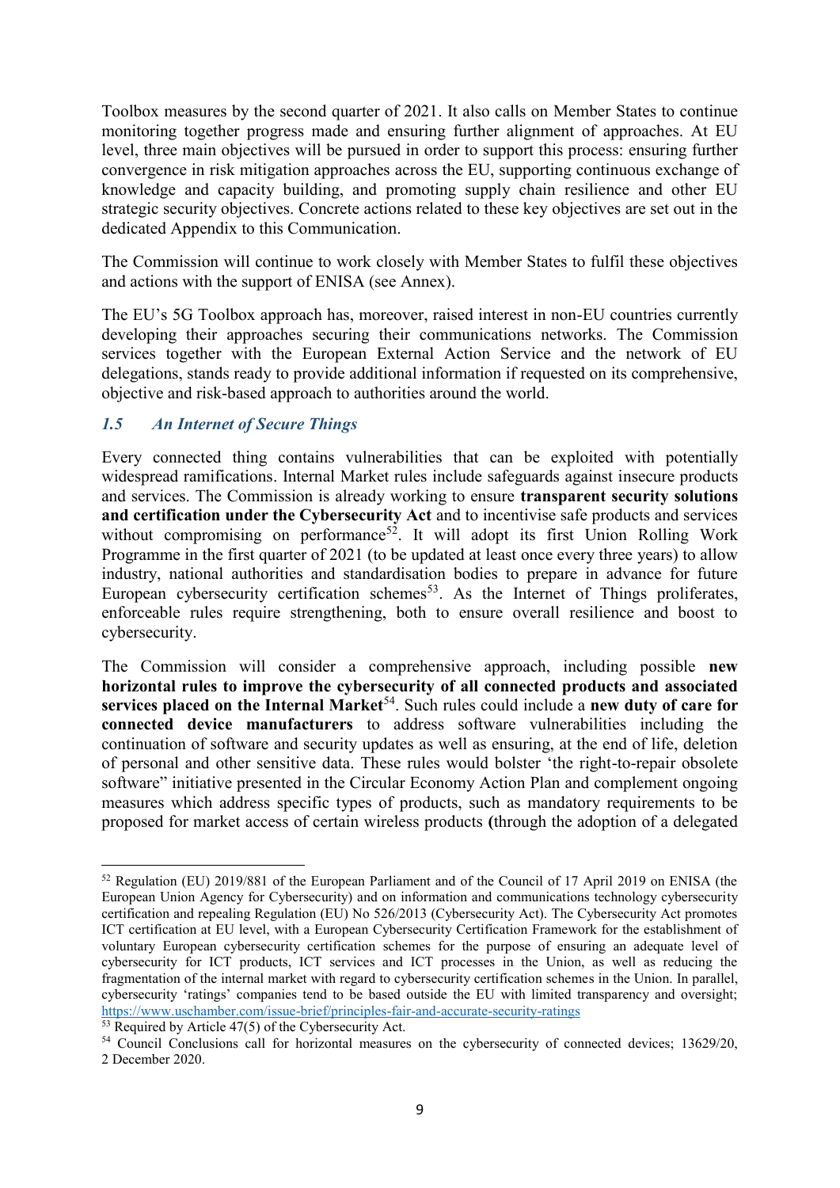Toolbox measures by the second quarter of 2021. It also calls on Member States to continue monitoring together progress made and ensuring further alignment of approaches. At EU level, three main objectives will be pursued in order to support this process: ensuring further convergence in risk mitigation approaches across the EU, supporting continuous exchange of knowledge and capacity building, and promoting supply chain resilience and other EU strategic security objectives. Concrete actions related to these key objectives are set out in the dedicated Appendix to this Communication.

The Commission will continue to work closely with Member States to fulfil these objectives and actions with the support of ENISA (see Annex).

The EU's 5G Toolbox approach has, moreover, raised interest in non-EU countries currently developing their approaches securing their communications networks. The Commission services together with the European External Action Service and the network of EU delegations, stands ready to provide additional information if requested on its comprehensive, objective and risk-based approach to authorities around the world.

### *1.5 An Internet of Secure Things*

Every connected thing contains vulnerabilities that can be exploited with potentially widespread ramifications. Internal Market rules include safeguards against insecure products and services. The Commission is already working to ensure **transparent security solutions and certification under the Cybersecurity Act** and to incentivise safe products and services without compromising on performance[52]. It will adopt its first Union Rolling Work Programme in the first quarter of 2021 (to be updated at least once every three years) to allow industry, national authorities and standardisation bodies to prepare in advance for future European cybersecurity certification schemes[53]. As the Internet of Things proliferates, enforceable rules require strengthening, both to ensure overall resilience and boost to cybersecurity.

The Commission will consider a comprehensive approach, including possible **new horizontal rules to improve the cybersecurity of all connected products and associated services placed on the Internal Market**[54]. Such rules could include a **new duty of care for connected device manufacturers** to address software vulnerabilities including the continuation of software and security updates as well as ensuring, at the end of life, deletion of personal and other sensitive data. These rules would bolster 'the right-to-repair obsolete software" initiative presented in the Circular Economy Action Plan and complement ongoing measures which address specific types of products, such as mandatory requirements to be proposed for market access of certain wireless products **(**through the adoption of a delegated

---

[52] Regulation (EU) 2019/881 of the European Parliament and of the Council of 17 April 2019 on ENISA (the European Union Agency for Cybersecurity) and on information and communications technology cybersecurity certification and repealing Regulation (EU) No 526/2013 (Cybersecurity Act). The Cybersecurity Act promotes ICT certification at EU level, with a European Cybersecurity Certification Framework for the establishment of voluntary European cybersecurity certification schemes for the purpose of ensuring an adequate level of cybersecurity for ICT products, ICT services and ICT processes in the Union, as well as reducing the fragmentation of the internal market with regard to cybersecurity certification schemes in the Union. In parallel, cybersecurity 'ratings' companies tend to be based outside the EU with limited transparency and oversight; https://www.uschamber.com/issue-brief/principles-fair-and-accurate-security-ratings

[53] Required by Article 47(5) of the Cybersecurity Act.

[54] Council Conclusions call for horizontal measures on the cybersecurity of connected devices; 13629/20, 2 December 2020.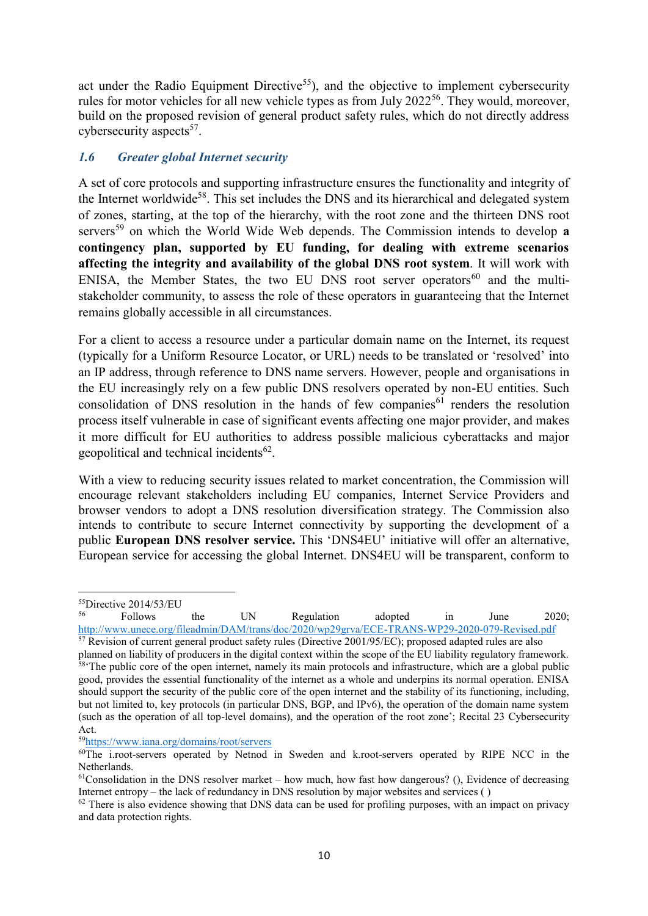act under the Radio Equipment Directive[55]), and the objective to implement cybersecurity rules for motor vehicles for all new vehicle types as from July 2022[56]. They would, moreover, build on the proposed revision of general product safety rules, which do not directly address cybersecurity aspects[57].

### *1.6 Greater global Internet security*

A set of core protocols and supporting infrastructure ensures the functionality and integrity of the Internet worldwide[58]. This set includes the DNS and its hierarchical and delegated system of zones, starting, at the top of the hierarchy, with the root zone and the thirteen DNS root servers[59] on which the World Wide Web depends. The Commission intends to develop **a contingency plan, supported by EU funding, for dealing with extreme scenarios affecting the integrity and availability of the global DNS root system**. It will work with ENISA, the Member States, the two EU DNS root server operators[60] and the multi-stakeholder community, to assess the role of these operators in guaranteeing that the Internet remains globally accessible in all circumstances.

For a client to access a resource under a particular domain name on the Internet, its request (typically for a Uniform Resource Locator, or URL) needs to be translated or 'resolved' into an IP address, through reference to DNS name servers. However, people and organisations in the EU increasingly rely on a few public DNS resolvers operated by non-EU entities. Such consolidation of DNS resolution in the hands of few companies[61] renders the resolution process itself vulnerable in case of significant events affecting one major provider, and makes it more difficult for EU authorities to address possible malicious cyberattacks and major geopolitical and technical incidents[62].

With a view to reducing security issues related to market concentration, the Commission will encourage relevant stakeholders including EU companies, Internet Service Providers and browser vendors to adopt a DNS resolution diversification strategy. The Commission also intends to contribute to secure Internet connectivity by supporting the development of a public **European DNS resolver service.** This 'DNS4EU' initiative will offer an alternative, European service for accessing the global Internet. DNS4EU will be transparent, conform to

---

[55] Directive 2014/53/EU

[56] Follows the UN Regulation adopted in June 2020; http://www.unece.org/fileadmin/DAM/trans/doc/2020/wp29grva/ECE-TRANS-WP29-2020-079-Revised.pdf

[57] Revision of current general product safety rules (Directive 2001/95/EC); proposed adapted rules are also planned on liability of producers in the digital context within the scope of the EU liability regulatory framework.

[58] 'The public core of the open internet, namely its main protocols and infrastructure, which are a global public good, provides the essential functionality of the internet as a whole and underpins its normal operation. ENISA should support the security of the public core of the open internet and the stability of its functioning, including, but not limited to, key protocols (in particular DNS, BGP, and IPv6), the operation of the domain name system (such as the operation of all top-level domains), and the operation of the root zone'; Recital 23 Cybersecurity Act.

[59] https://www.iana.org/domains/root/servers

[60] The i.root-servers operated by Netnod in Sweden and k.root-servers operated by RIPE NCC in the Netherlands.

[61] Consolidation in the DNS resolver market – how much, how fast how dangerous? (), Evidence of decreasing Internet entropy – the lack of redundancy in DNS resolution by major websites and services ( )

[62] There is also evidence showing that DNS data can be used for profiling purposes, with an impact on privacy and data protection rights.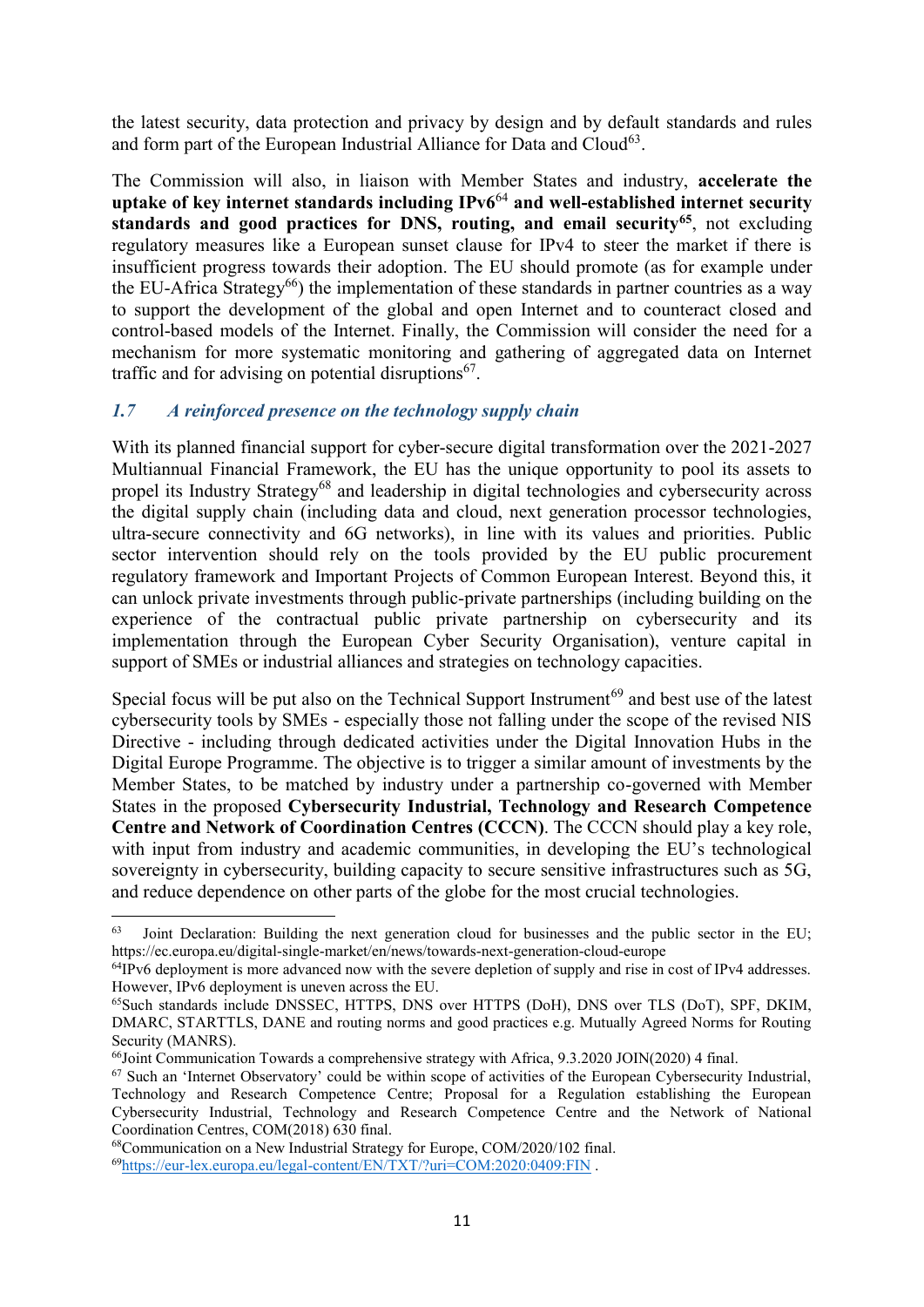the latest security, data protection and privacy by design and by default standards and rules and form part of the European Industrial Alliance for Data and Cloud[63].

The Commission will also, in liaison with Member States and industry, **accelerate the uptake of key internet standards including IPv6**[64] **and well-established internet security standards and good practices for DNS, routing, and email security**[65], not excluding regulatory measures like a European sunset clause for IPv4 to steer the market if there is insufficient progress towards their adoption. The EU should promote (as for example under the EU-Africa Strategy[66]) the implementation of these standards in partner countries as a way to support the development of the global and open Internet and to counteract closed and control-based models of the Internet. Finally, the Commission will consider the need for a mechanism for more systematic monitoring and gathering of aggregated data on Internet traffic and for advising on potential disruptions[67].

### *1.7 A reinforced presence on the technology supply chain*

With its planned financial support for cyber-secure digital transformation over the 2021-2027 Multiannual Financial Framework, the EU has the unique opportunity to pool its assets to propel its Industry Strategy[68] and leadership in digital technologies and cybersecurity across the digital supply chain (including data and cloud, next generation processor technologies, ultra-secure connectivity and 6G networks), in line with its values and priorities. Public sector intervention should rely on the tools provided by the EU public procurement regulatory framework and Important Projects of Common European Interest. Beyond this, it can unlock private investments through public-private partnerships (including building on the experience of the contractual public private partnership on cybersecurity and its implementation through the European Cyber Security Organisation), venture capital in support of SMEs or industrial alliances and strategies on technology capacities.

Special focus will be put also on the Technical Support Instrument[69] and best use of the latest cybersecurity tools by SMEs - especially those not falling under the scope of the revised NIS Directive - including through dedicated activities under the Digital Innovation Hubs in the Digital Europe Programme. The objective is to trigger a similar amount of investments by the Member States, to be matched by industry under a partnership co-governed with Member States in the proposed **Cybersecurity Industrial, Technology and Research Competence Centre and Network of Coordination Centres (CCCN)**. The CCCN should play a key role, with input from industry and academic communities, in developing the EU's technological sovereignty in cybersecurity, building capacity to secure sensitive infrastructures such as 5G, and reduce dependence on other parts of the globe for the most crucial technologies.

---

[63] Joint Declaration: Building the next generation cloud for businesses and the public sector in the EU; https://ec.europa.eu/digital-single-market/en/news/towards-next-generation-cloud-europe

[64] IPv6 deployment is more advanced now with the severe depletion of supply and rise in cost of IPv4 addresses. However, IPv6 deployment is uneven across the EU.

[65] Such standards include DNSSEC, HTTPS, DNS over HTTPS (DoH), DNS over TLS (DoT), SPF, DKIM, DMARC, STARTTLS, DANE and routing norms and good practices e.g. Mutually Agreed Norms for Routing Security (MANRS).

[66] Joint Communication Towards a comprehensive strategy with Africa, 9.3.2020 JOIN(2020) 4 final.

[67] Such an 'Internet Observatory' could be within scope of activities of the European Cybersecurity Industrial, Technology and Research Competence Centre; Proposal for a Regulation establishing the European Cybersecurity Industrial, Technology and Research Competence Centre and the Network of National Coordination Centres, COM(2018) 630 final.

[68] Communication on a New Industrial Strategy for Europe, COM/2020/102 final.

[69] https://eur-lex.europa.eu/legal-content/EN/TXT/?uri=COM:2020:0409:FIN .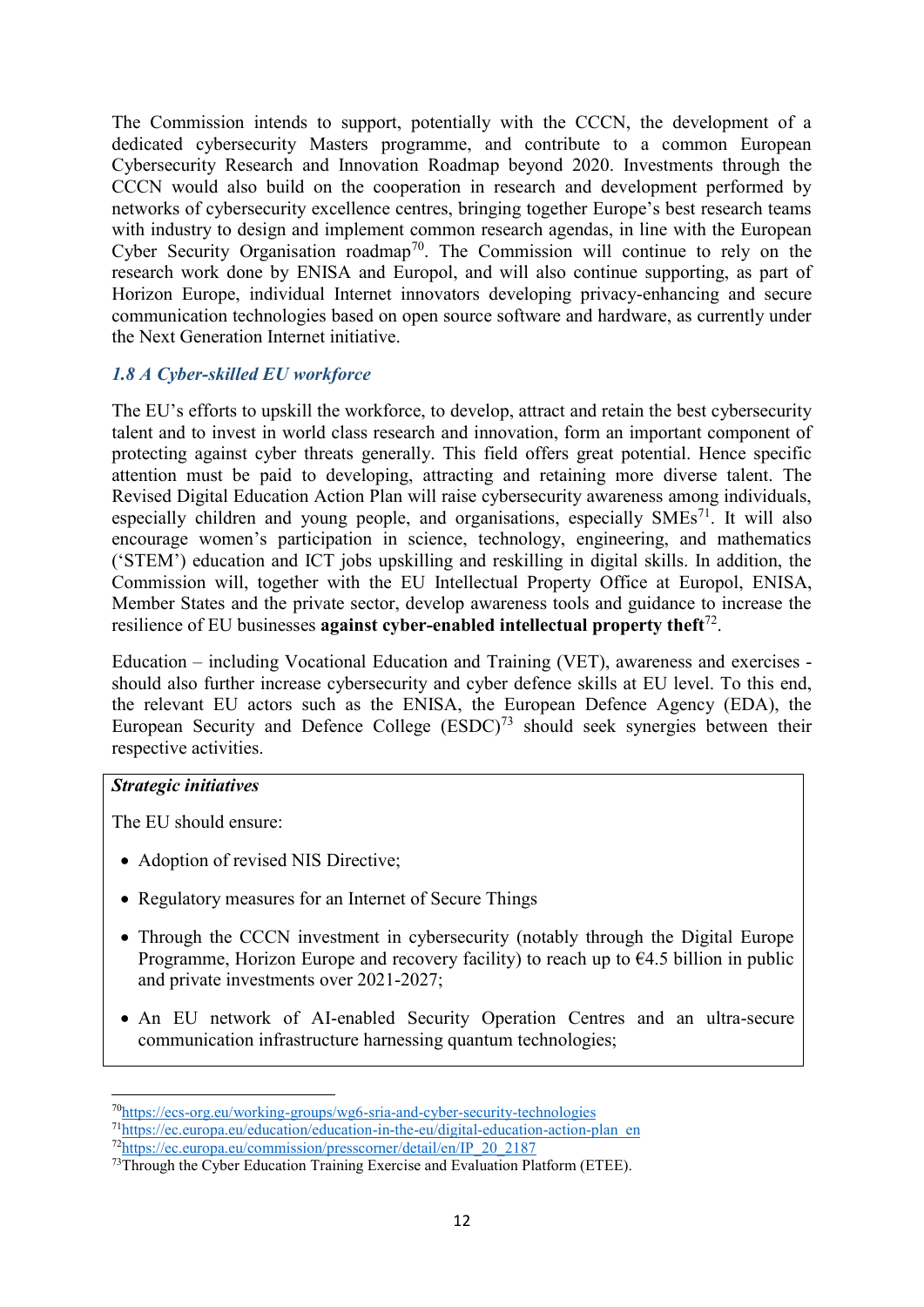The Commission intends to support, potentially with the CCCN, the development of a dedicated cybersecurity Masters programme, and contribute to a common European Cybersecurity Research and Innovation Roadmap beyond 2020. Investments through the CCCN would also build on the cooperation in research and development performed by networks of cybersecurity excellence centres, bringing together Europe's best research teams with industry to design and implement common research agendas, in line with the European Cyber Security Organisation roadmap[70]. The Commission will continue to rely on the research work done by ENISA and Europol, and will also continue supporting, as part of Horizon Europe, individual Internet innovators developing privacy-enhancing and secure communication technologies based on open source software and hardware, as currently under the Next Generation Internet initiative.

### *1.8 A Cyber-skilled EU workforce*

The EU's efforts to upskill the workforce, to develop, attract and retain the best cybersecurity talent and to invest in world class research and innovation, form an important component of protecting against cyber threats generally. This field offers great potential. Hence specific attention must be paid to developing, attracting and retaining more diverse talent. The Revised Digital Education Action Plan will raise cybersecurity awareness among individuals, especially children and young people, and organisations, especially SMEs[71]. It will also encourage women's participation in science, technology, engineering, and mathematics ('STEM') education and ICT jobs upskilling and reskilling in digital skills. In addition, the Commission will, together with the EU Intellectual Property Office at Europol, ENISA, Member States and the private sector, develop awareness tools and guidance to increase the resilience of EU businesses **against cyber-enabled intellectual property theft**[72].

Education – including Vocational Education and Training (VET), awareness and exercises - should also further increase cybersecurity and cyber defence skills at EU level. To this end, the relevant EU actors such as the ENISA, the European Defence Agency (EDA), the European Security and Defence College (ESDC)[73] should seek synergies between their respective activities.

***Strategic initiatives***

The EU should ensure:

- Adoption of revised NIS Directive;
- Regulatory measures for an Internet of Secure Things
- Through the CCCN investment in cybersecurity (notably through the Digital Europe Programme, Horizon Europe and recovery facility) to reach up to €4.5 billion in public and private investments over 2021-2027;
- An EU network of AI-enabled Security Operation Centres and an ultra-secure communication infrastructure harnessing quantum technologies;

---

[70] https://ecs-org.eu/working-groups/wg6-sria-and-cyber-security-technologies

[71] https://ec.europa.eu/education/education-in-the-eu/digital-education-action-plan_en

[72] https://ec.europa.eu/commission/presscorner/detail/en/IP_20_2187

[73] Through the Cyber Education Training Exercise and Evaluation Platform (ETEE).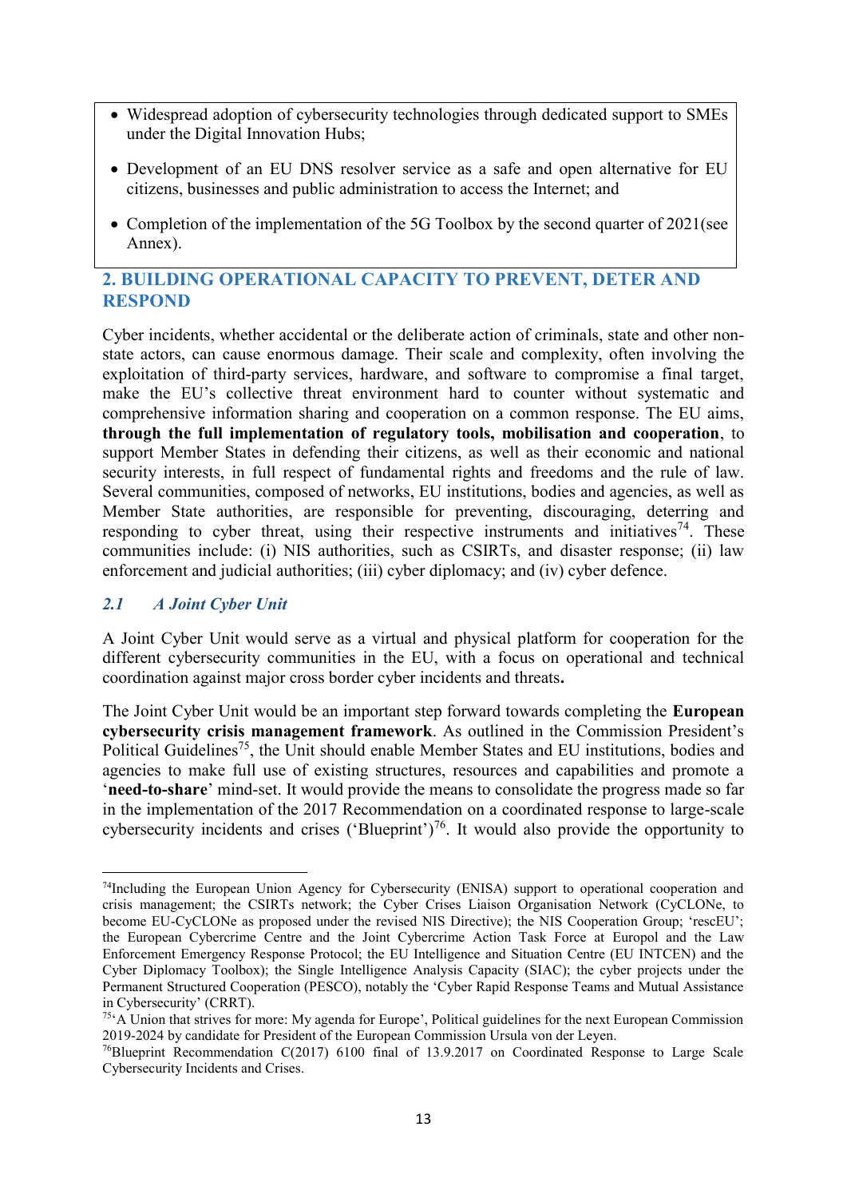- Widespread adoption of cybersecurity technologies through dedicated support to SMEs under the Digital Innovation Hubs;
- Development of an EU DNS resolver service as a safe and open alternative for EU citizens, businesses and public administration to access the Internet; and
- Completion of the implementation of the 5G Toolbox by the second quarter of 2021(see Annex).

## 2. BUILDING OPERATIONAL CAPACITY TO PREVENT, DETER AND RESPOND

Cyber incidents, whether accidental or the deliberate action of criminals, state and other non-state actors, can cause enormous damage. Their scale and complexity, often involving the exploitation of third-party services, hardware, and software to compromise a final target, make the EU's collective threat environment hard to counter without systematic and comprehensive information sharing and cooperation on a common response. The EU aims, **through the full implementation of regulatory tools, mobilisation and cooperation**, to support Member States in defending their citizens, as well as their economic and national security interests, in full respect of fundamental rights and freedoms and the rule of law. Several communities, composed of networks, EU institutions, bodies and agencies, as well as Member State authorities, are responsible for preventing, discouraging, deterring and responding to cyber threat, using their respective instruments and initiatives[74]. These communities include: (i) NIS authorities, such as CSIRTs, and disaster response; (ii) law enforcement and judicial authorities; (iii) cyber diplomacy; and (iv) cyber defence.

### *2.1 A Joint Cyber Unit*

A Joint Cyber Unit would serve as a virtual and physical platform for cooperation for the different cybersecurity communities in the EU, with a focus on operational and technical coordination against major cross border cyber incidents and threats**.**

The Joint Cyber Unit would be an important step forward towards completing the **European cybersecurity crisis management framework**. As outlined in the Commission President's Political Guidelines[75], the Unit should enable Member States and EU institutions, bodies and agencies to make full use of existing structures, resources and capabilities and promote a '**need-to-share**' mind-set. It would provide the means to consolidate the progress made so far in the implementation of the 2017 Recommendation on a coordinated response to large-scale cybersecurity incidents and crises ('Blueprint')[76]. It would also provide the opportunity to

---

[74] Including the European Union Agency for Cybersecurity (ENISA) support to operational cooperation and crisis management; the CSIRTs network; the Cyber Crises Liaison Organisation Network (CyCLONe, to become EU-CyCLONe as proposed under the revised NIS Directive); the NIS Cooperation Group; 'rescEU'; the European Cybercrime Centre and the Joint Cybercrime Action Task Force at Europol and the Law Enforcement Emergency Response Protocol; the EU Intelligence and Situation Centre (EU INTCEN) and the Cyber Diplomacy Toolbox); the Single Intelligence Analysis Capacity (SIAC); the cyber projects under the Permanent Structured Cooperation (PESCO), notably the 'Cyber Rapid Response Teams and Mutual Assistance in Cybersecurity' (CRRT).

[75] 'A Union that strives for more: My agenda for Europe', Political guidelines for the next European Commission 2019-2024 by candidate for President of the European Commission Ursula von der Leyen.

[76] Blueprint Recommendation C(2017) 6100 final of 13.9.2017 on Coordinated Response to Large Scale Cybersecurity Incidents and Crises.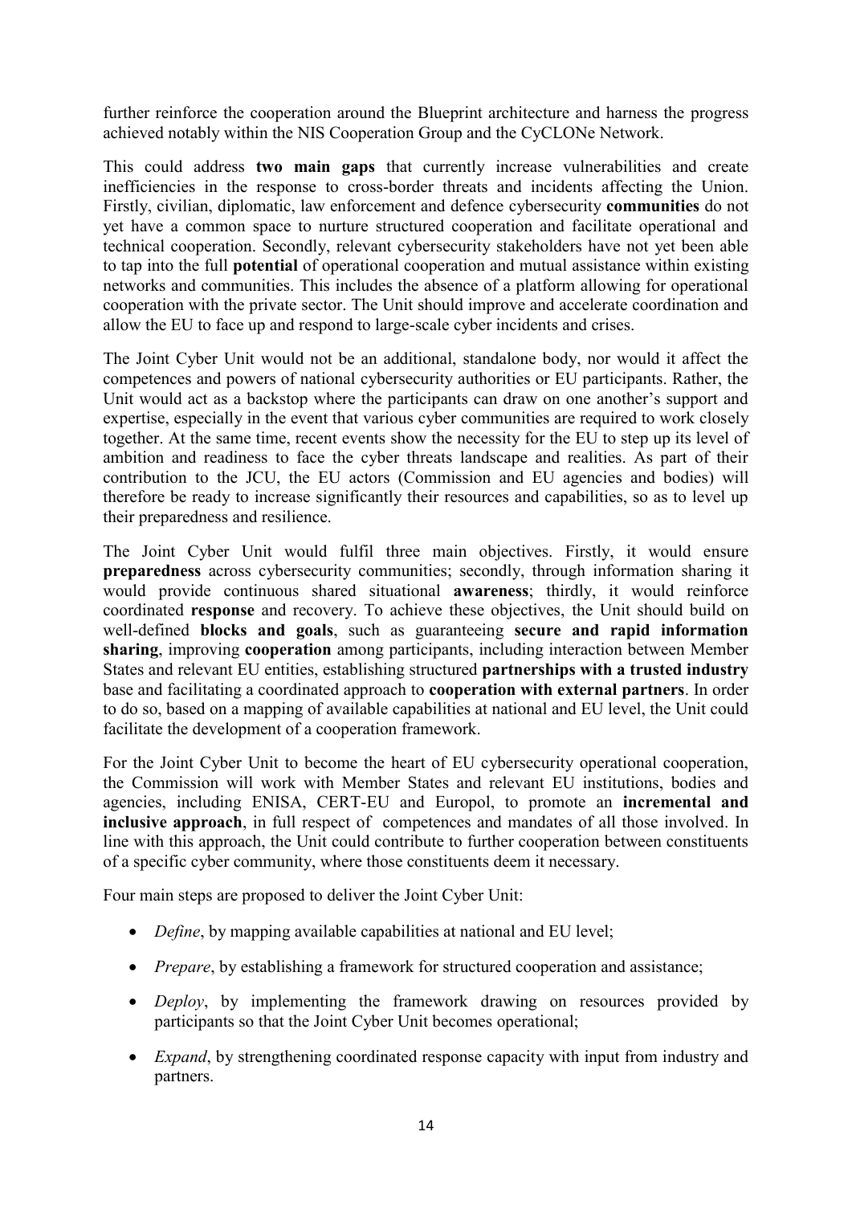further reinforce the cooperation around the Blueprint architecture and harness the progress achieved notably within the NIS Cooperation Group and the CyCLONe Network.

This could address **two main gaps** that currently increase vulnerabilities and create inefficiencies in the response to cross-border threats and incidents affecting the Union. Firstly, civilian, diplomatic, law enforcement and defence cybersecurity **communities** do not yet have a common space to nurture structured cooperation and facilitate operational and technical cooperation. Secondly, relevant cybersecurity stakeholders have not yet been able to tap into the full **potential** of operational cooperation and mutual assistance within existing networks and communities. This includes the absence of a platform allowing for operational cooperation with the private sector. The Unit should improve and accelerate coordination and allow the EU to face up and respond to large-scale cyber incidents and crises.

The Joint Cyber Unit would not be an additional, standalone body, nor would it affect the competences and powers of national cybersecurity authorities or EU participants. Rather, the Unit would act as a backstop where the participants can draw on one another's support and expertise, especially in the event that various cyber communities are required to work closely together. At the same time, recent events show the necessity for the EU to step up its level of ambition and readiness to face the cyber threats landscape and realities. As part of their contribution to the JCU, the EU actors (Commission and EU agencies and bodies) will therefore be ready to increase significantly their resources and capabilities, so as to level up their preparedness and resilience.

The Joint Cyber Unit would fulfil three main objectives. Firstly, it would ensure **preparedness** across cybersecurity communities; secondly, through information sharing it would provide continuous shared situational **awareness**; thirdly, it would reinforce coordinated **response** and recovery. To achieve these objectives, the Unit should build on well-defined **blocks and goals**, such as guaranteeing **secure and rapid information sharing**, improving **cooperation** among participants, including interaction between Member States and relevant EU entities, establishing structured **partnerships with a trusted industry** base and facilitating a coordinated approach to **cooperation with external partners**. In order to do so, based on a mapping of available capabilities at national and EU level, the Unit could facilitate the development of a cooperation framework.

For the Joint Cyber Unit to become the heart of EU cybersecurity operational cooperation, the Commission will work with Member States and relevant EU institutions, bodies and agencies, including ENISA, CERT-EU and Europol, to promote an **incremental and inclusive approach**, in full respect of competences and mandates of all those involved. In line with this approach, the Unit could contribute to further cooperation between constituents of a specific cyber community, where those constituents deem it necessary.

Four main steps are proposed to deliver the Joint Cyber Unit:

- *Define*, by mapping available capabilities at national and EU level;
- *Prepare*, by establishing a framework for structured cooperation and assistance;
- *Deploy*, by implementing the framework drawing on resources provided by participants so that the Joint Cyber Unit becomes operational;
- *Expand*, by strengthening coordinated response capacity with input from industry and partners.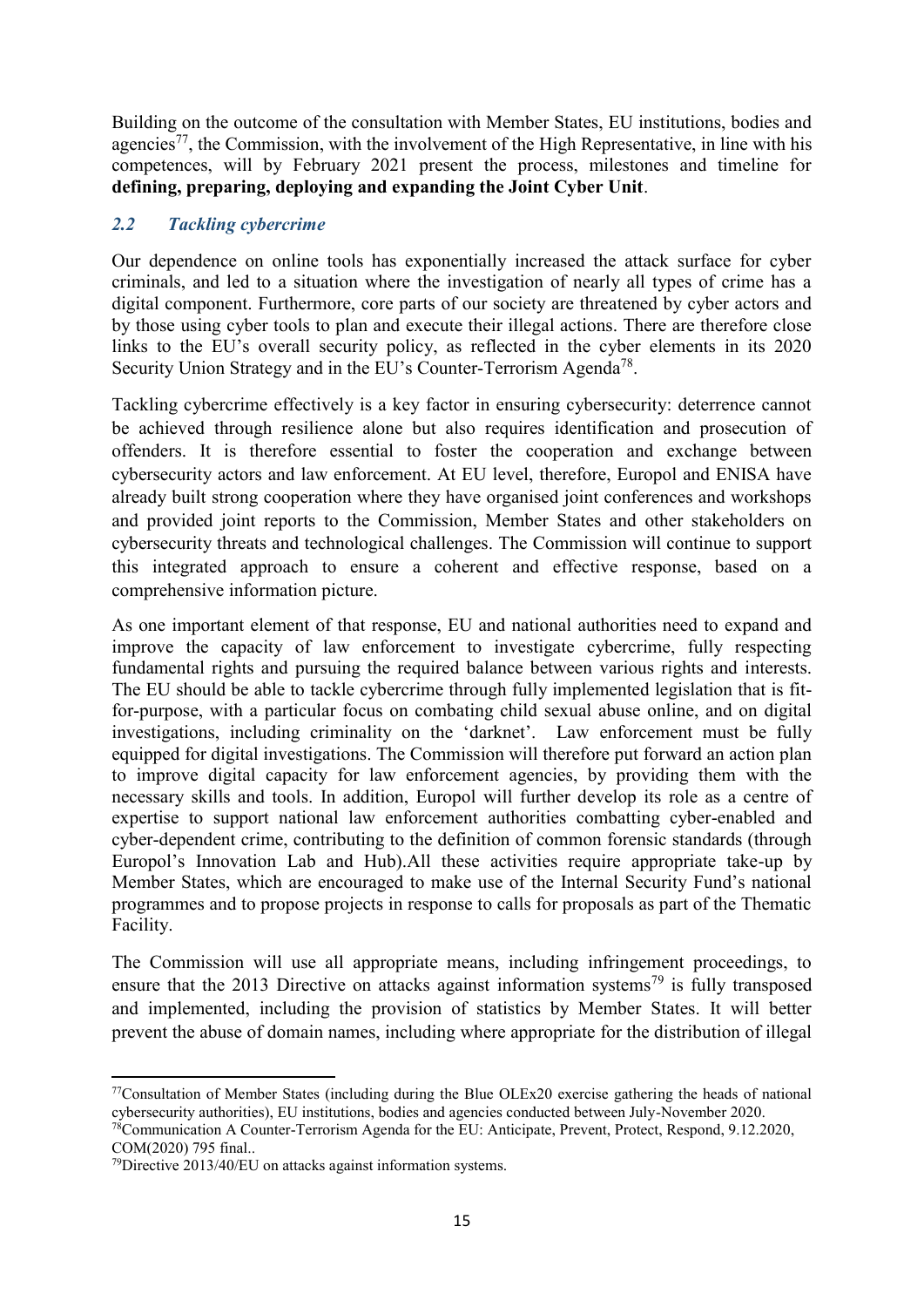Building on the outcome of the consultation with Member States, EU institutions, bodies and agencies[77], the Commission, with the involvement of the High Representative, in line with his competences, will by February 2021 present the process, milestones and timeline for **defining, preparing, deploying and expanding the Joint Cyber Unit**.

## *2.2 Tackling cybercrime*

Our dependence on online tools has exponentially increased the attack surface for cyber criminals, and led to a situation where the investigation of nearly all types of crime has a digital component. Furthermore, core parts of our society are threatened by cyber actors and by those using cyber tools to plan and execute their illegal actions. There are therefore close links to the EU's overall security policy, as reflected in the cyber elements in its 2020 Security Union Strategy and in the EU's Counter-Terrorism Agenda[78].

Tackling cybercrime effectively is a key factor in ensuring cybersecurity: deterrence cannot be achieved through resilience alone but also requires identification and prosecution of offenders. It is therefore essential to foster the cooperation and exchange between cybersecurity actors and law enforcement. At EU level, therefore, Europol and ENISA have already built strong cooperation where they have organised joint conferences and workshops and provided joint reports to the Commission, Member States and other stakeholders on cybersecurity threats and technological challenges. The Commission will continue to support this integrated approach to ensure a coherent and effective response, based on a comprehensive information picture.

As one important element of that response, EU and national authorities need to expand and improve the capacity of law enforcement to investigate cybercrime, fully respecting fundamental rights and pursuing the required balance between various rights and interests. The EU should be able to tackle cybercrime through fully implemented legislation that is fit-for-purpose, with a particular focus on combating child sexual abuse online, and on digital investigations, including criminality on the 'darknet'. Law enforcement must be fully equipped for digital investigations. The Commission will therefore put forward an action plan to improve digital capacity for law enforcement agencies, by providing them with the necessary skills and tools. In addition, Europol will further develop its role as a centre of expertise to support national law enforcement authorities combatting cyber-enabled and cyber-dependent crime, contributing to the definition of common forensic standards (through Europol's Innovation Lab and Hub).All these activities require appropriate take-up by Member States, which are encouraged to make use of the Internal Security Fund's national programmes and to propose projects in response to calls for proposals as part of the Thematic Facility.

The Commission will use all appropriate means, including infringement proceedings, to ensure that the 2013 Directive on attacks against information systems[79] is fully transposed and implemented, including the provision of statistics by Member States. It will better prevent the abuse of domain names, including where appropriate for the distribution of illegal

---

[77] Consultation of Member States (including during the Blue OLEx20 exercise gathering the heads of national cybersecurity authorities), EU institutions, bodies and agencies conducted between July-November 2020.

[78] Communication A Counter-Terrorism Agenda for the EU: Anticipate, Prevent, Protect, Respond, 9.12.2020, COM(2020) 795 final..

[79] Directive 2013/40/EU on attacks against information systems.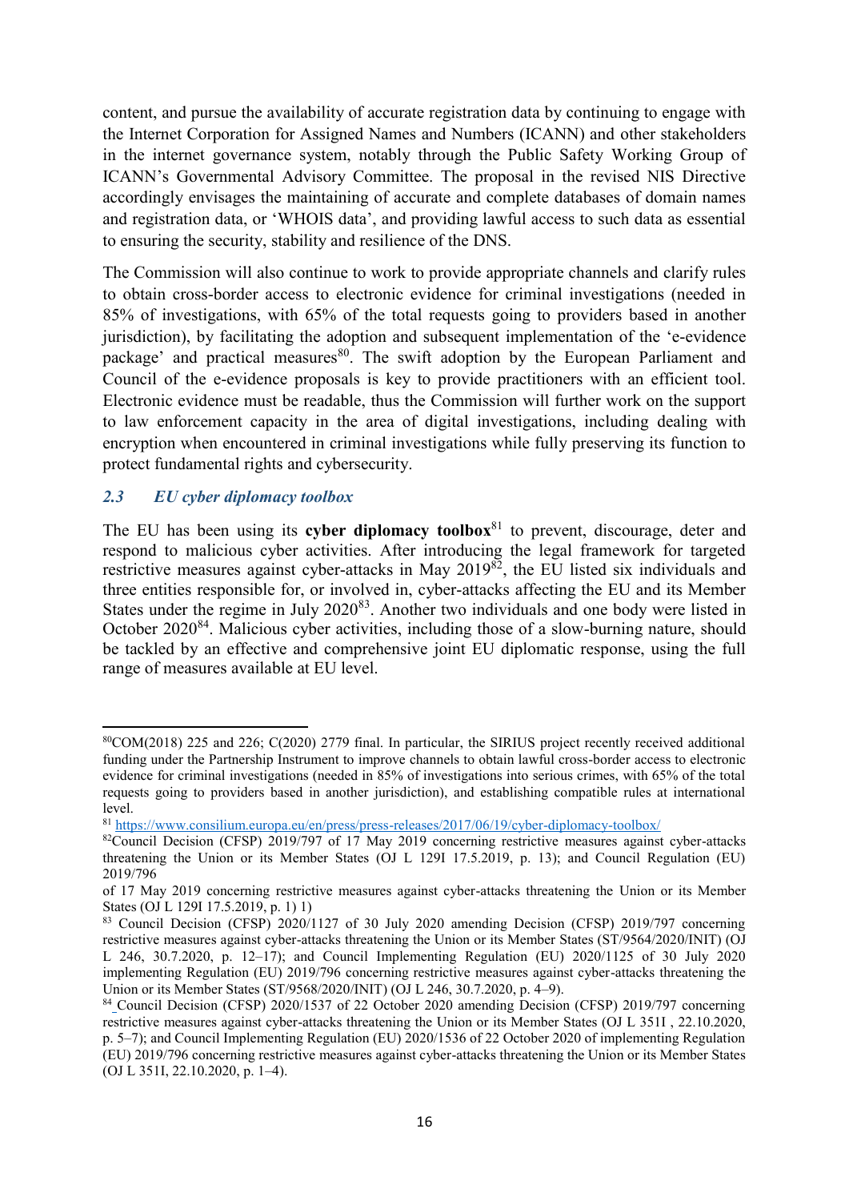content, and pursue the availability of accurate registration data by continuing to engage with the Internet Corporation for Assigned Names and Numbers (ICANN) and other stakeholders in the internet governance system, notably through the Public Safety Working Group of ICANN's Governmental Advisory Committee. The proposal in the revised NIS Directive accordingly envisages the maintaining of accurate and complete databases of domain names and registration data, or 'WHOIS data', and providing lawful access to such data as essential to ensuring the security, stability and resilience of the DNS.

The Commission will also continue to work to provide appropriate channels and clarify rules to obtain cross-border access to electronic evidence for criminal investigations (needed in 85% of investigations, with 65% of the total requests going to providers based in another jurisdiction), by facilitating the adoption and subsequent implementation of the 'e-evidence package' and practical measures[80]. The swift adoption by the European Parliament and Council of the e-evidence proposals is key to provide practitioners with an efficient tool. Electronic evidence must be readable, thus the Commission will further work on the support to law enforcement capacity in the area of digital investigations, including dealing with encryption when encountered in criminal investigations while fully preserving its function to protect fundamental rights and cybersecurity.

### *2.3 EU cyber diplomacy toolbox*

The EU has been using its **cyber diplomacy toolbox**[81] to prevent, discourage, deter and respond to malicious cyber activities. After introducing the legal framework for targeted restrictive measures against cyber-attacks in May 2019[82], the EU listed six individuals and three entities responsible for, or involved in, cyber-attacks affecting the EU and its Member States under the regime in July 2020[83]. Another two individuals and one body were listed in October 2020[84]. Malicious cyber activities, including those of a slow-burning nature, should be tackled by an effective and comprehensive joint EU diplomatic response, using the full range of measures available at EU level.

---

[80] COM(2018) 225 and 226; C(2020) 2779 final. In particular, the SIRIUS project recently received additional funding under the Partnership Instrument to improve channels to obtain lawful cross-border access to electronic evidence for criminal investigations (needed in 85% of investigations into serious crimes, with 65% of the total requests going to providers based in another jurisdiction), and establishing compatible rules at international level.

[81] https://www.consilium.europa.eu/en/press/press-releases/2017/06/19/cyber-diplomacy-toolbox/

[82] Council Decision (CFSP) 2019/797 of 17 May 2019 concerning restrictive measures against cyber-attacks threatening the Union or its Member States (OJ L 129I 17.5.2019, p. 13); and Council Regulation (EU) 2019/796
of 17 May 2019 concerning restrictive measures against cyber-attacks threatening the Union or its Member States (OJ L 129I 17.5.2019, p. 1) 1)

[83] Council Decision (CFSP) 2020/1127 of 30 July 2020 amending Decision (CFSP) 2019/797 concerning restrictive measures against cyber-attacks threatening the Union or its Member States (ST/9564/2020/INIT) (OJ L 246, 30.7.2020, p. 12–17); and Council Implementing Regulation (EU) 2020/1125 of 30 July 2020 implementing Regulation (EU) 2019/796 concerning restrictive measures against cyber-attacks threatening the Union or its Member States (ST/9568/2020/INIT) (OJ L 246, 30.7.2020, p. 4–9).

[84] Council Decision (CFSP) 2020/1537 of 22 October 2020 amending Decision (CFSP) 2019/797 concerning restrictive measures against cyber-attacks threatening the Union or its Member States (OJ L 351I , 22.10.2020, p. 5–7); and Council Implementing Regulation (EU) 2020/1536 of 22 October 2020 of implementing Regulation (EU) 2019/796 concerning restrictive measures against cyber-attacks threatening the Union or its Member States (OJ L 351I, 22.10.2020, p. 1–4).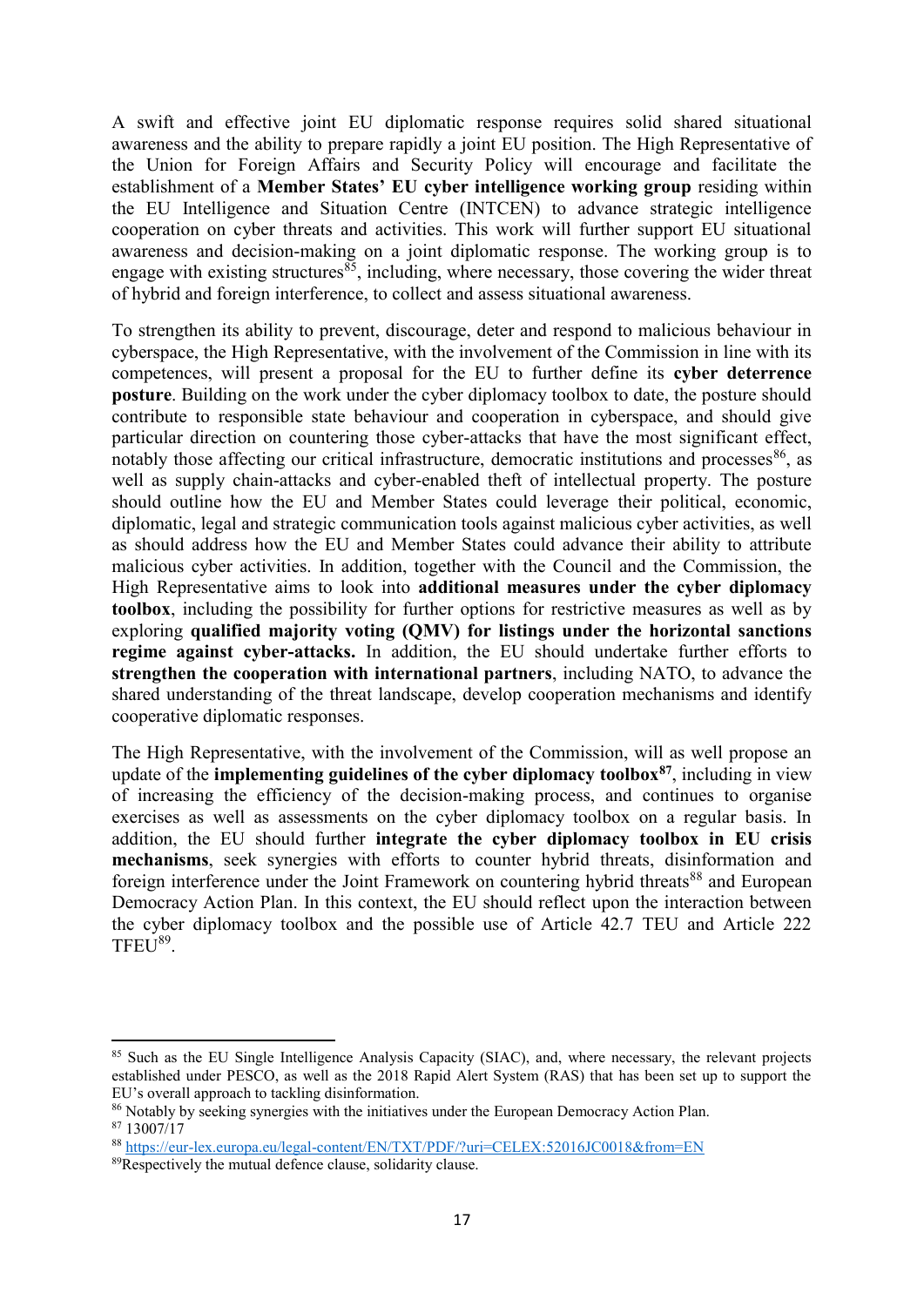A swift and effective joint EU diplomatic response requires solid shared situational awareness and the ability to prepare rapidly a joint EU position. The High Representative of the Union for Foreign Affairs and Security Policy will encourage and facilitate the establishment of a **Member States' EU cyber intelligence working group** residing within the EU Intelligence and Situation Centre (INTCEN) to advance strategic intelligence cooperation on cyber threats and activities. This work will further support EU situational awareness and decision-making on a joint diplomatic response. The working group is to engage with existing structures[85], including, where necessary, those covering the wider threat of hybrid and foreign interference, to collect and assess situational awareness.

To strengthen its ability to prevent, discourage, deter and respond to malicious behaviour in cyberspace, the High Representative, with the involvement of the Commission in line with its competences, will present a proposal for the EU to further define its **cyber deterrence posture**. Building on the work under the cyber diplomacy toolbox to date, the posture should contribute to responsible state behaviour and cooperation in cyberspace, and should give particular direction on countering those cyber-attacks that have the most significant effect, notably those affecting our critical infrastructure, democratic institutions and processes[86], as well as supply chain-attacks and cyber-enabled theft of intellectual property. The posture should outline how the EU and Member States could leverage their political, economic, diplomatic, legal and strategic communication tools against malicious cyber activities, as well as should address how the EU and Member States could advance their ability to attribute malicious cyber activities. In addition, together with the Council and the Commission, the High Representative aims to look into **additional measures under the cyber diplomacy toolbox**, including the possibility for further options for restrictive measures as well as by exploring **qualified majority voting (QMV) for listings under the horizontal sanctions regime against cyber-attacks.** In addition, the EU should undertake further efforts to **strengthen the cooperation with international partners**, including NATO, to advance the shared understanding of the threat landscape, develop cooperation mechanisms and identify cooperative diplomatic responses.

The High Representative, with the involvement of the Commission, will as well propose an update of the **implementing guidelines of the cyber diplomacy toolbox[87]**, including in view of increasing the efficiency of the decision-making process, and continues to organise exercises as well as assessments on the cyber diplomacy toolbox on a regular basis. In addition, the EU should further **integrate the cyber diplomacy toolbox in EU crisis mechanisms**, seek synergies with efforts to counter hybrid threats, disinformation and foreign interference under the Joint Framework on countering hybrid threats[88] and European Democracy Action Plan. In this context, the EU should reflect upon the interaction between the cyber diplomacy toolbox and the possible use of Article 42.7 TEU and Article 222 TFEU[89].

---

[85] Such as the EU Single Intelligence Analysis Capacity (SIAC), and, where necessary, the relevant projects established under PESCO, as well as the 2018 Rapid Alert System (RAS) that has been set up to support the EU's overall approach to tackling disinformation.

[86] Notably by seeking synergies with the initiatives under the European Democracy Action Plan.

[87] 13007/17

[88] https://eur-lex.europa.eu/legal-content/EN/TXT/PDF/?uri=CELEX:52016JC0018&from=EN

[89] Respectively the mutual defence clause, solidarity clause.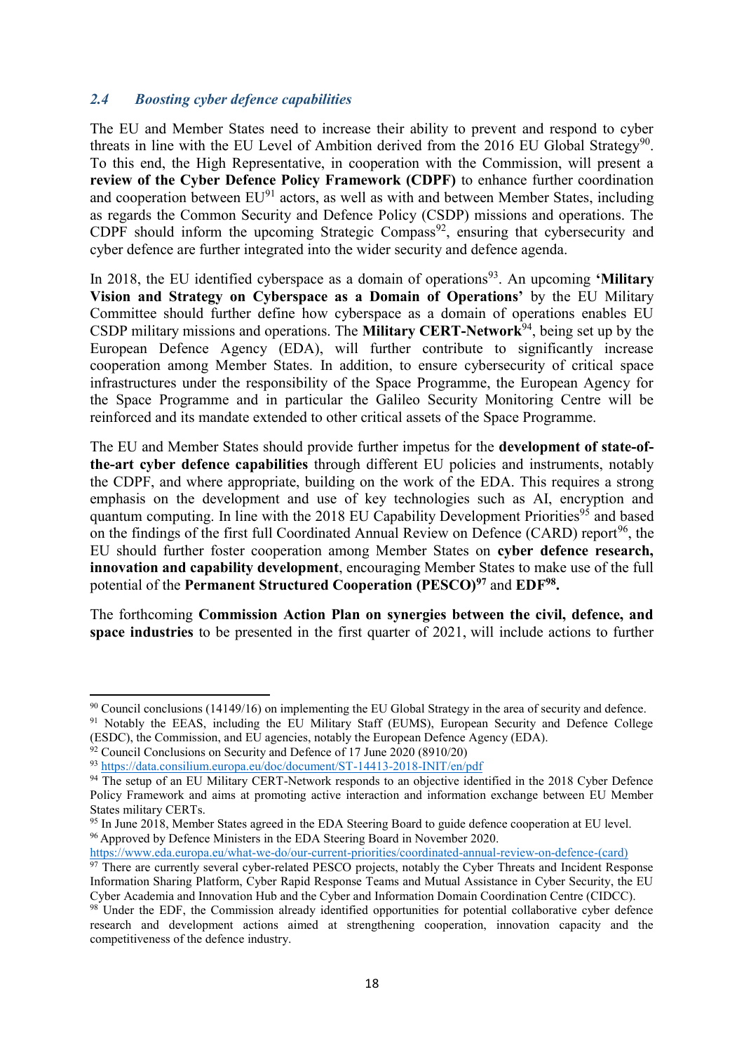### *2.4 Boosting cyber defence capabilities*

The EU and Member States need to increase their ability to prevent and respond to cyber threats in line with the EU Level of Ambition derived from the 2016 EU Global Strategy[90]. To this end, the High Representative, in cooperation with the Commission, will present a **review of the Cyber Defence Policy Framework (CDPF)** to enhance further coordination and cooperation between EU[91] actors, as well as with and between Member States, including as regards the Common Security and Defence Policy (CSDP) missions and operations. The CDPF should inform the upcoming Strategic Compass[92], ensuring that cybersecurity and cyber defence are further integrated into the wider security and defence agenda.

In 2018, the EU identified cyberspace as a domain of operations[93]. An upcoming **'Military Vision and Strategy on Cyberspace as a Domain of Operations'** by the EU Military Committee should further define how cyberspace as a domain of operations enables EU CSDP military missions and operations. The **Military CERT-Network**[94], being set up by the European Defence Agency (EDA), will further contribute to significantly increase cooperation among Member States. In addition, to ensure cybersecurity of critical space infrastructures under the responsibility of the Space Programme, the European Agency for the Space Programme and in particular the Galileo Security Monitoring Centre will be reinforced and its mandate extended to other critical assets of the Space Programme.

The EU and Member States should provide further impetus for the **development of state-of-the-art cyber defence capabilities** through different EU policies and instruments, notably the CDPF, and where appropriate, building on the work of the EDA. This requires a strong emphasis on the development and use of key technologies such as AI, encryption and quantum computing. In line with the 2018 EU Capability Development Priorities[95] and based on the findings of the first full Coordinated Annual Review on Defence (CARD) report[96], the EU should further foster cooperation among Member States on **cyber defence research, innovation and capability development**, encouraging Member States to make use of the full potential of the **Permanent Structured Cooperation (PESCO)[97]** and **EDF[98].**

The forthcoming **Commission Action Plan on synergies between the civil, defence, and space industries** to be presented in the first quarter of 2021, will include actions to further

---

[90] Council conclusions (14149/16) on implementing the EU Global Strategy in the area of security and defence.

[91] Notably the EEAS, including the EU Military Staff (EUMS), European Security and Defence College (ESDC), the Commission, and EU agencies, notably the European Defence Agency (EDA).

[92] Council Conclusions on Security and Defence of 17 June 2020 (8910/20)

[93] https://data.consilium.europa.eu/doc/document/ST-14413-2018-INIT/en/pdf

[94] The setup of an EU Military CERT-Network responds to an objective identified in the 2018 Cyber Defence Policy Framework and aims at promoting active interaction and information exchange between EU Member States military CERTs.

[95] In June 2018, Member States agreed in the EDA Steering Board to guide defence cooperation at EU level.

[96] Approved by Defence Ministers in the EDA Steering Board in November 2020. https://www.eda.europa.eu/what-we-do/our-current-priorities/coordinated-annual-review-on-defence-(card)

[97] There are currently several cyber-related PESCO projects, notably the Cyber Threats and Incident Response Information Sharing Platform, Cyber Rapid Response Teams and Mutual Assistance in Cyber Security, the EU Cyber Academia and Innovation Hub and the Cyber and Information Domain Coordination Centre (CIDCC).

[98] Under the EDF, the Commission already identified opportunities for potential collaborative cyber defence research and development actions aimed at strengthening cooperation, innovation capacity and the competitiveness of the defence industry.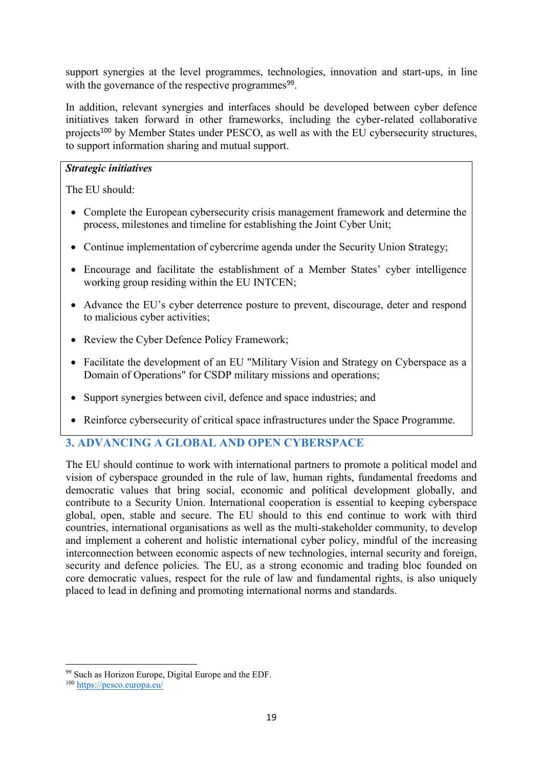support synergies at the level programmes, technologies, innovation and start-ups, in line with the governance of the respective programmes[99].

In addition, relevant synergies and interfaces should be developed between cyber defence initiatives taken forward in other frameworks, including the cyber-related collaborative projects[100] by Member States under PESCO, as well as with the EU cybersecurity structures, to support information sharing and mutual support.

***Strategic initiatives***

The EU should:

- Complete the European cybersecurity crisis management framework and determine the process, milestones and timeline for establishing the Joint Cyber Unit;
- Continue implementation of cybercrime agenda under the Security Union Strategy;
- Encourage and facilitate the establishment of a Member States' cyber intelligence working group residing within the EU INTCEN;
- Advance the EU's cyber deterrence posture to prevent, discourage, deter and respond to malicious cyber activities;
- Review the Cyber Defence Policy Framework;
- Facilitate the development of an EU "Military Vision and Strategy on Cyberspace as a Domain of Operations" for CSDP military missions and operations;
- Support synergies between civil, defence and space industries; and
- Reinforce cybersecurity of critical space infrastructures under the Space Programme.

## 3. ADVANCING A GLOBAL AND OPEN CYBERSPACE

The EU should continue to work with international partners to promote a political model and vision of cyberspace grounded in the rule of law, human rights, fundamental freedoms and democratic values that bring social, economic and political development globally, and contribute to a Security Union. International cooperation is essential to keeping cyberspace global, open, stable and secure. The EU should to this end continue to work with third countries, international organisations as well as the multi-stakeholder community, to develop and implement a coherent and holistic international cyber policy, mindful of the increasing interconnection between economic aspects of new technologies, internal security and foreign, security and defence policies. The EU, as a strong economic and trading bloc founded on core democratic values, respect for the rule of law and fundamental rights, is also uniquely placed to lead in defining and promoting international norms and standards.

---

[99] Such as Horizon Europe, Digital Europe and the EDF.

[100] https://pesco.europa.eu/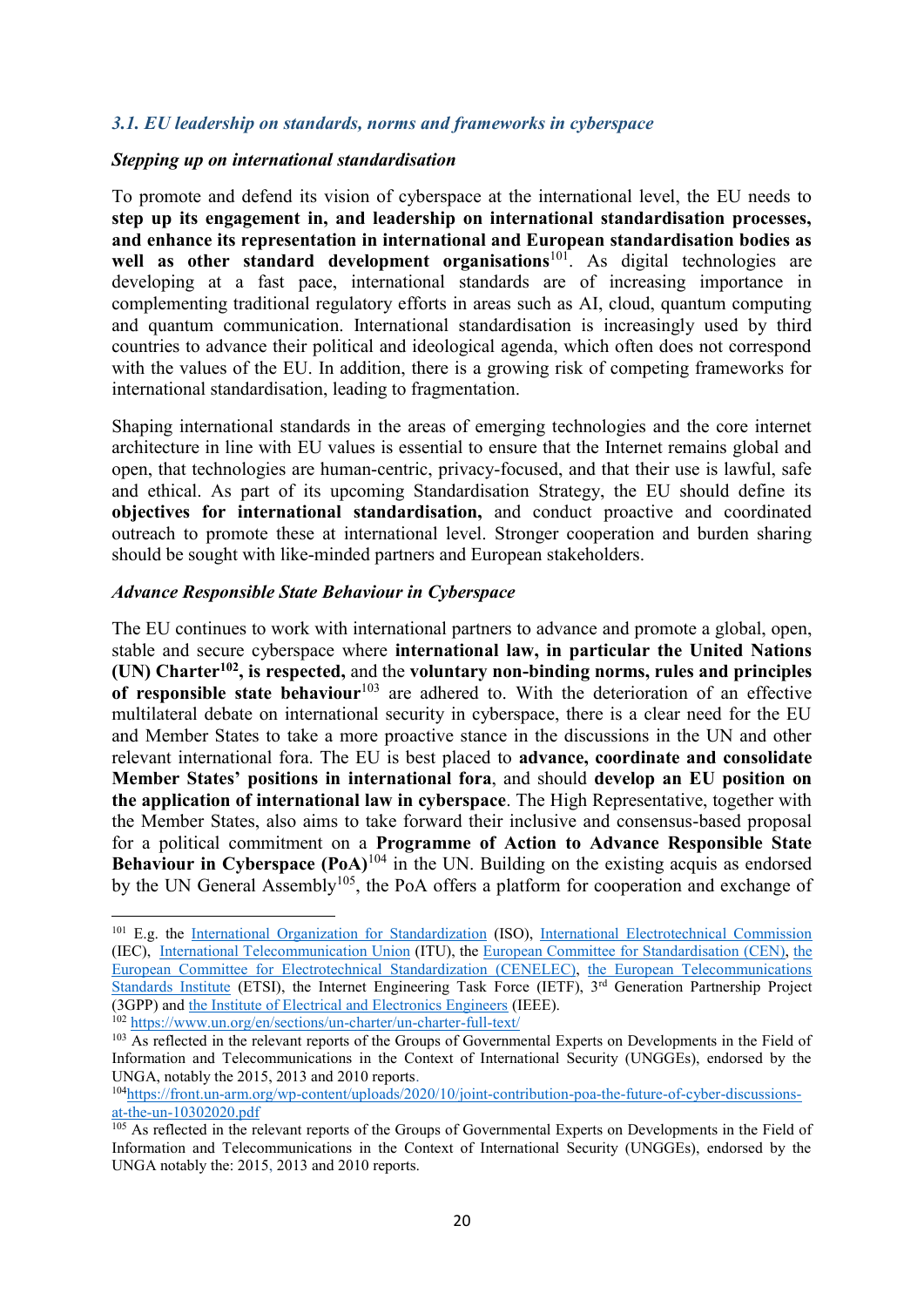### *3.1. EU leadership on standards, norms and frameworks in cyberspace*

***Stepping up on international standardisation***

To promote and defend its vision of cyberspace at the international level, the EU needs to **step up its engagement in, and leadership on international standardisation processes, and enhance its representation in international and European standardisation bodies as well as other standard development organisations**[101]. As digital technologies are developing at a fast pace, international standards are of increasing importance in complementing traditional regulatory efforts in areas such as AI, cloud, quantum computing and quantum communication. International standardisation is increasingly used by third countries to advance their political and ideological agenda, which often does not correspond with the values of the EU. In addition, there is a growing risk of competing frameworks for international standardisation, leading to fragmentation.

Shaping international standards in the areas of emerging technologies and the core internet architecture in line with EU values is essential to ensure that the Internet remains global and open, that technologies are human-centric, privacy-focused, and that their use is lawful, safe and ethical. As part of its upcoming Standardisation Strategy, the EU should define its **objectives for international standardisation,** and conduct proactive and coordinated outreach to promote these at international level. Stronger cooperation and burden sharing should be sought with like-minded partners and European stakeholders.

***Advance Responsible State Behaviour in Cyberspace***

The EU continues to work with international partners to advance and promote a global, open, stable and secure cyberspace where **international law, in particular the United Nations (UN) Charter[102], is respected,** and the **voluntary non-binding norms, rules and principles of responsible state behaviour**[103] are adhered to. With the deterioration of an effective multilateral debate on international security in cyberspace, there is a clear need for the EU and Member States to take a more proactive stance in the discussions in the UN and other relevant international fora. The EU is best placed to **advance, coordinate and consolidate Member States' positions in international fora**, and should **develop an EU position on the application of international law in cyberspace**. The High Representative, together with the Member States, also aims to take forward their inclusive and consensus-based proposal for a political commitment on a **Programme of Action to Advance Responsible State Behaviour in Cyberspace (PoA)**[104] in the UN. Building on the existing acquis as endorsed by the UN General Assembly[105], the PoA offers a platform for cooperation and exchange of

---

[101] E.g. the International Organization for Standardization (ISO), International Electrotechnical Commission (IEC), International Telecommunication Union (ITU), the European Committee for Standardisation (CEN), the European Committee for Electrotechnical Standardization (CENELEC), the European Telecommunications Standards Institute (ETSI), the Internet Engineering Task Force (IETF), 3rd Generation Partnership Project (3GPP) and the Institute of Electrical and Electronics Engineers (IEEE).

[102] https://www.un.org/en/sections/un-charter/un-charter-full-text/

[103] As reflected in the relevant reports of the Groups of Governmental Experts on Developments in the Field of Information and Telecommunications in the Context of International Security (UNGGEs), endorsed by the UNGA, notably the 2015, 2013 and 2010 reports.

[104] https://front.un-arm.org/wp-content/uploads/2020/10/joint-contribution-poa-the-future-of-cyber-discussions-at-the-un-10302020.pdf

[105] As reflected in the relevant reports of the Groups of Governmental Experts on Developments in the Field of Information and Telecommunications in the Context of International Security (UNGGEs), endorsed by the UNGA notably the: 2015, 2013 and 2010 reports.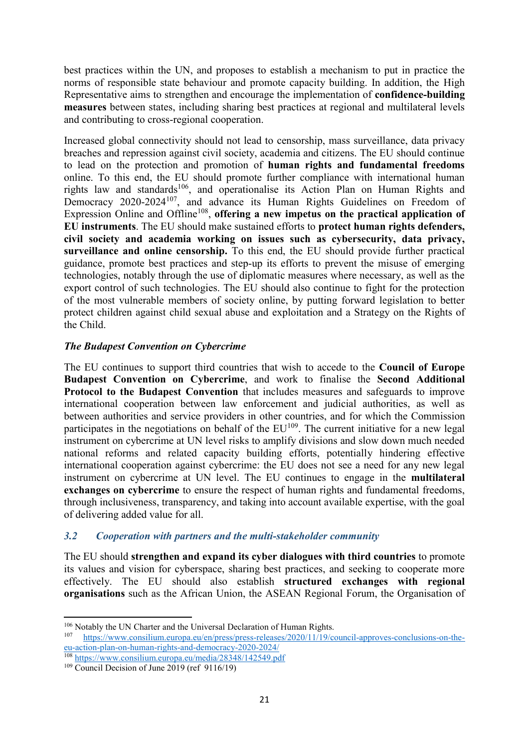best practices within the UN, and proposes to establish a mechanism to put in practice the norms of responsible state behaviour and promote capacity building. In addition, the High Representative aims to strengthen and encourage the implementation of **confidence-building measures** between states, including sharing best practices at regional and multilateral levels and contributing to cross-regional cooperation.

Increased global connectivity should not lead to censorship, mass surveillance, data privacy breaches and repression against civil society, academia and citizens. The EU should continue to lead on the protection and promotion of **human rights and fundamental freedoms** online. To this end, the EU should promote further compliance with international human rights law and standards[106], and operationalise its Action Plan on Human Rights and Democracy 2020-2024[107], and advance its Human Rights Guidelines on Freedom of Expression Online and Offline[108], **offering a new impetus on the practical application of EU instruments**. The EU should make sustained efforts to **protect human rights defenders, civil society and academia working on issues such as cybersecurity, data privacy, surveillance and online censorship.** To this end, the EU should provide further practical guidance, promote best practices and step-up its efforts to prevent the misuse of emerging technologies, notably through the use of diplomatic measures where necessary, as well as the export control of such technologies. The EU should also continue to fight for the protection of the most vulnerable members of society online, by putting forward legislation to better protect children against child sexual abuse and exploitation and a Strategy on the Rights of the Child.

#### *The Budapest Convention on Cybercrime*

The EU continues to support third countries that wish to accede to the **Council of Europe Budapest Convention on Cybercrime**, and work to finalise the **Second Additional Protocol to the Budapest Convention** that includes measures and safeguards to improve international cooperation between law enforcement and judicial authorities, as well as between authorities and service providers in other countries, and for which the Commission participates in the negotiations on behalf of the EU[109]. The current initiative for a new legal instrument on cybercrime at UN level risks to amplify divisions and slow down much needed national reforms and related capacity building efforts, potentially hindering effective international cooperation against cybercrime: the EU does not see a need for any new legal instrument on cybercrime at UN level. The EU continues to engage in the **multilateral exchanges on cybercrime** to ensure the respect of human rights and fundamental freedoms, through inclusiveness, transparency, and taking into account available expertise, with the goal of delivering added value for all.

### *3.2 Cooperation with partners and the multi-stakeholder community*

The EU should **strengthen and expand its cyber dialogues with third countries** to promote its values and vision for cyberspace, sharing best practices, and seeking to cooperate more effectively. The EU should also establish **structured exchanges with regional organisations** such as the African Union, the ASEAN Regional Forum, the Organisation of

---

[106] Notably the UN Charter and the Universal Declaration of Human Rights.

[107] https://www.consilium.europa.eu/en/press/press-releases/2020/11/19/council-approves-conclusions-on-the-eu-action-plan-on-human-rights-and-democracy-2020-2024/

[108] https://www.consilium.europa.eu/media/28348/142549.pdf

[109] Council Decision of June 2019 (ref 9116/19)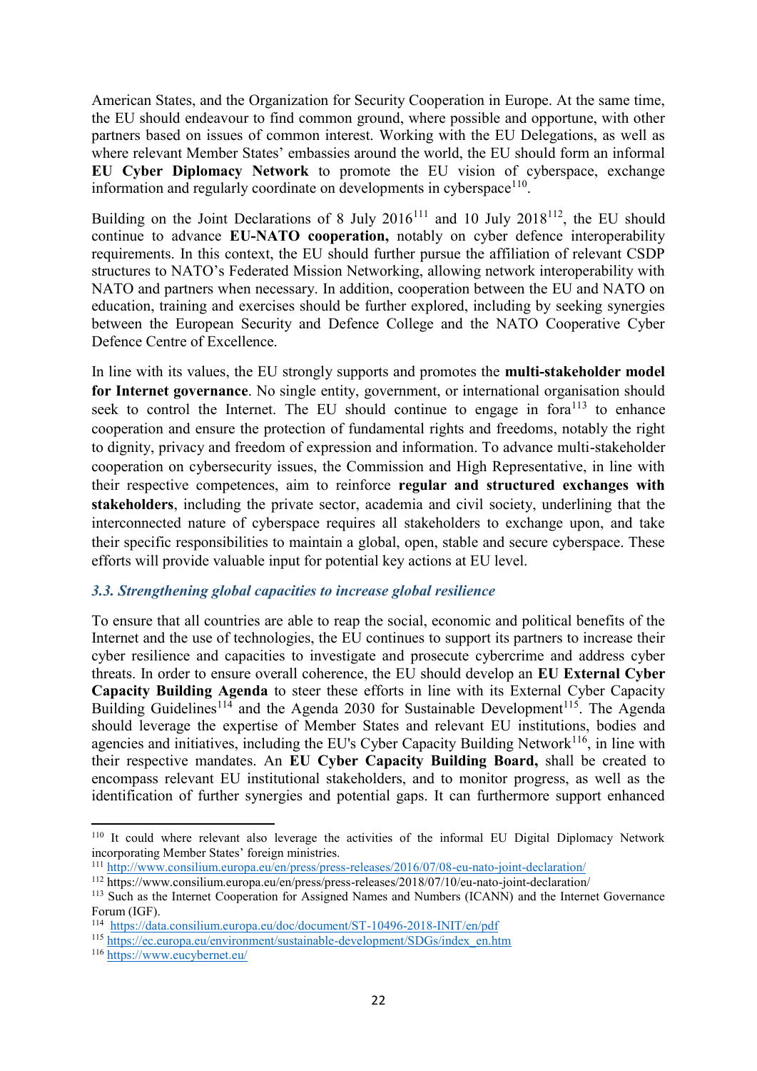American States, and the Organization for Security Cooperation in Europe. At the same time, the EU should endeavour to find common ground, where possible and opportune, with other partners based on issues of common interest. Working with the EU Delegations, as well as where relevant Member States' embassies around the world, the EU should form an informal **EU Cyber Diplomacy Network** to promote the EU vision of cyberspace, exchange information and regularly coordinate on developments in cyberspace[110].

Building on the Joint Declarations of 8 July 2016[111] and 10 July 2018[112], the EU should continue to advance **EU-NATO cooperation,** notably on cyber defence interoperability requirements. In this context, the EU should further pursue the affiliation of relevant CSDP structures to NATO's Federated Mission Networking, allowing network interoperability with NATO and partners when necessary. In addition, cooperation between the EU and NATO on education, training and exercises should be further explored, including by seeking synergies between the European Security and Defence College and the NATO Cooperative Cyber Defence Centre of Excellence.

In line with its values, the EU strongly supports and promotes the **multi-stakeholder model for Internet governance**. No single entity, government, or international organisation should seek to control the Internet. The EU should continue to engage in fora[113] to enhance cooperation and ensure the protection of fundamental rights and freedoms, notably the right to dignity, privacy and freedom of expression and information. To advance multi-stakeholder cooperation on cybersecurity issues, the Commission and High Representative, in line with their respective competences, aim to reinforce **regular and structured exchanges with stakeholders**, including the private sector, academia and civil society, underlining that the interconnected nature of cyberspace requires all stakeholders to exchange upon, and take their specific responsibilities to maintain a global, open, stable and secure cyberspace. These efforts will provide valuable input for potential key actions at EU level.

### *3.3. Strengthening global capacities to increase global resilience*

To ensure that all countries are able to reap the social, economic and political benefits of the Internet and the use of technologies, the EU continues to support its partners to increase their cyber resilience and capacities to investigate and prosecute cybercrime and address cyber threats. In order to ensure overall coherence, the EU should develop an **EU External Cyber Capacity Building Agenda** to steer these efforts in line with its External Cyber Capacity Building Guidelines[114] and the Agenda 2030 for Sustainable Development[115]. The Agenda should leverage the expertise of Member States and relevant EU institutions, bodies and agencies and initiatives, including the EU's Cyber Capacity Building Network[116], in line with their respective mandates. An **EU Cyber Capacity Building Board,** shall be created to encompass relevant EU institutional stakeholders, and to monitor progress, as well as the identification of further synergies and potential gaps. It can furthermore support enhanced

---

[110] It could where relevant also leverage the activities of the informal EU Digital Diplomacy Network incorporating Member States' foreign ministries.

[111] http://www.consilium.europa.eu/en/press/press-releases/2016/07/08-eu-nato-joint-declaration/

[112] https://www.consilium.europa.eu/en/press/press-releases/2018/07/10/eu-nato-joint-declaration/

[113] Such as the Internet Cooperation for Assigned Names and Numbers (ICANN) and the Internet Governance Forum (IGF).

[114] https://data.consilium.europa.eu/doc/document/ST-10496-2018-INIT/en/pdf

[115] https://ec.europa.eu/environment/sustainable-development/SDGs/index_en.htm

[116] https://www.eucybernet.eu/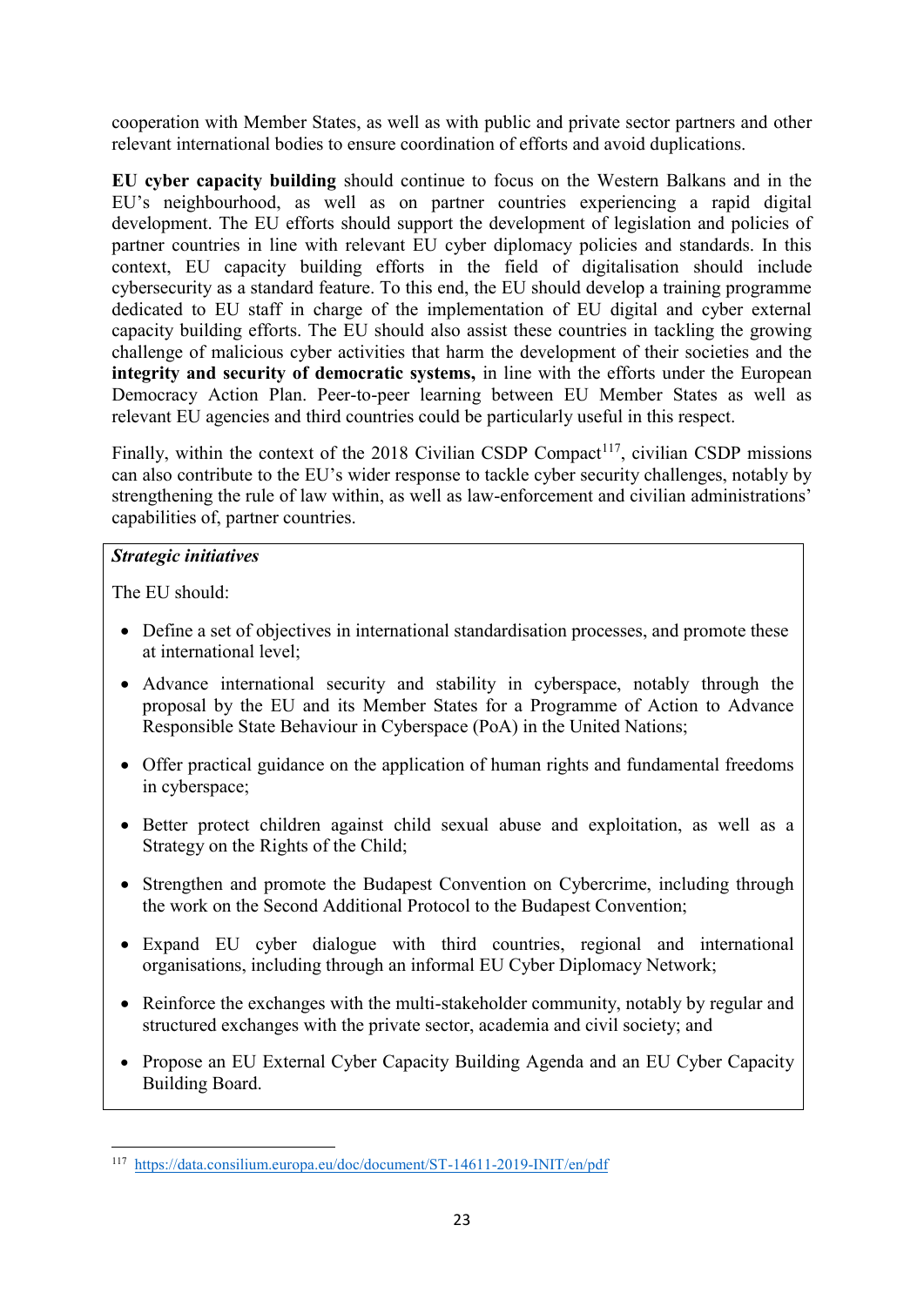cooperation with Member States, as well as with public and private sector partners and other relevant international bodies to ensure coordination of efforts and avoid duplications.

**EU cyber capacity building** should continue to focus on the Western Balkans and in the EU's neighbourhood, as well as on partner countries experiencing a rapid digital development. The EU efforts should support the development of legislation and policies of partner countries in line with relevant EU cyber diplomacy policies and standards. In this context, EU capacity building efforts in the field of digitalisation should include cybersecurity as a standard feature. To this end, the EU should develop a training programme dedicated to EU staff in charge of the implementation of EU digital and cyber external capacity building efforts. The EU should also assist these countries in tackling the growing challenge of malicious cyber activities that harm the development of their societies and the **integrity and security of democratic systems,** in line with the efforts under the European Democracy Action Plan. Peer-to-peer learning between EU Member States as well as relevant EU agencies and third countries could be particularly useful in this respect.

Finally, within the context of the 2018 Civilian CSDP Compact[117], civilian CSDP missions can also contribute to the EU's wider response to tackle cyber security challenges, notably by strengthening the rule of law within, as well as law-enforcement and civilian administrations' capabilities of, partner countries.

***Strategic initiatives***

The EU should:

- Define a set of objectives in international standardisation processes, and promote these at international level;
- Advance international security and stability in cyberspace, notably through the proposal by the EU and its Member States for a Programme of Action to Advance Responsible State Behaviour in Cyberspace (PoA) in the United Nations;
- Offer practical guidance on the application of human rights and fundamental freedoms in cyberspace;
- Better protect children against child sexual abuse and exploitation, as well as a Strategy on the Rights of the Child;
- Strengthen and promote the Budapest Convention on Cybercrime, including through the work on the Second Additional Protocol to the Budapest Convention;
- Expand EU cyber dialogue with third countries, regional and international organisations, including through an informal EU Cyber Diplomacy Network;
- Reinforce the exchanges with the multi-stakeholder community, notably by regular and structured exchanges with the private sector, academia and civil society; and
- Propose an EU External Cyber Capacity Building Agenda and an EU Cyber Capacity Building Board.

[117] https://data.consilium.europa.eu/doc/document/ST-14611-2019-INIT/en/pdf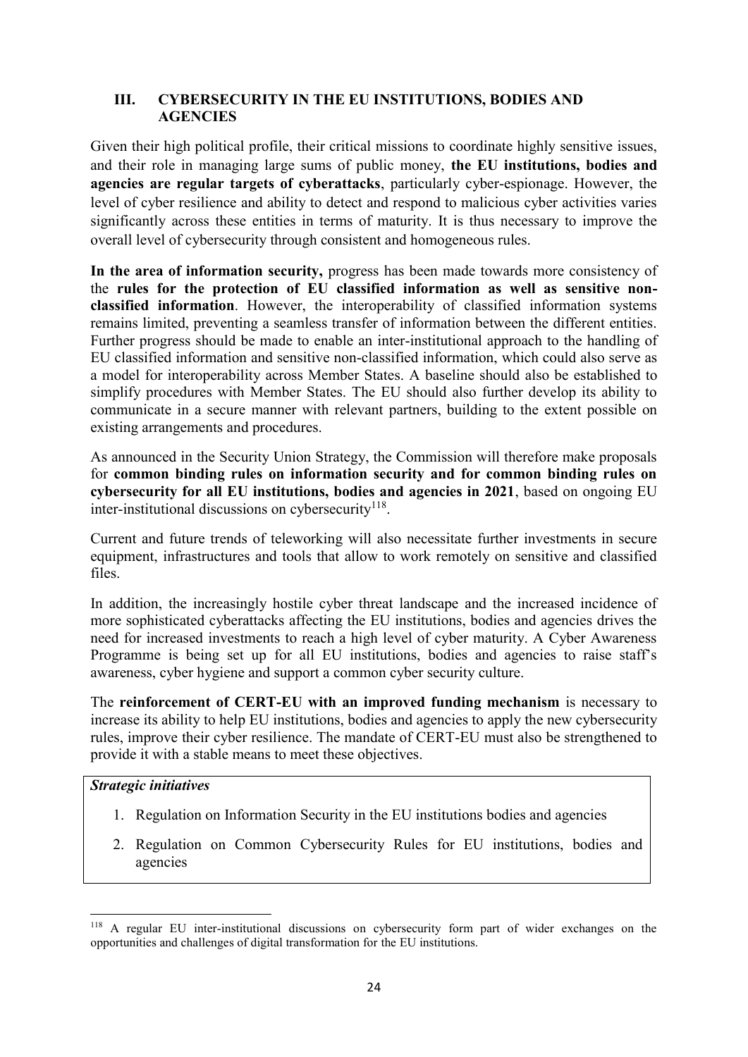## III. CYBERSECURITY IN THE EU INSTITUTIONS, BODIES AND AGENCIES

Given their high political profile, their critical missions to coordinate highly sensitive issues, and their role in managing large sums of public money, **the EU institutions, bodies and agencies are regular targets of cyberattacks**, particularly cyber-espionage. However, the level of cyber resilience and ability to detect and respond to malicious cyber activities varies significantly across these entities in terms of maturity. It is thus necessary to improve the overall level of cybersecurity through consistent and homogeneous rules.

**In the area of information security,** progress has been made towards more consistency of the **rules for the protection of EU classified information as well as sensitive non-classified information**. However, the interoperability of classified information systems remains limited, preventing a seamless transfer of information between the different entities. Further progress should be made to enable an inter-institutional approach to the handling of EU classified information and sensitive non-classified information, which could also serve as a model for interoperability across Member States. A baseline should also be established to simplify procedures with Member States. The EU should also further develop its ability to communicate in a secure manner with relevant partners, building to the extent possible on existing arrangements and procedures.

As announced in the Security Union Strategy, the Commission will therefore make proposals for **common binding rules on information security and for common binding rules on cybersecurity for all EU institutions, bodies and agencies in 2021**, based on ongoing EU inter-institutional discussions on cybersecurity[118].

Current and future trends of teleworking will also necessitate further investments in secure equipment, infrastructures and tools that allow to work remotely on sensitive and classified files.

In addition, the increasingly hostile cyber threat landscape and the increased incidence of more sophisticated cyberattacks affecting the EU institutions, bodies and agencies drives the need for increased investments to reach a high level of cyber maturity. A Cyber Awareness Programme is being set up for all EU institutions, bodies and agencies to raise staff's awareness, cyber hygiene and support a common cyber security culture.

The **reinforcement of CERT-EU with an improved funding mechanism** is necessary to increase its ability to help EU institutions, bodies and agencies to apply the new cybersecurity rules, improve their cyber resilience. The mandate of CERT-EU must also be strengthened to provide it with a stable means to meet these objectives.

***Strategic initiatives***

1. Regulation on Information Security in the EU institutions bodies and agencies
2. Regulation on Common Cybersecurity Rules for EU institutions, bodies and agencies

---

[118] A regular EU inter-institutional discussions on cybersecurity form part of wider exchanges on the opportunities and challenges of digital transformation for the EU institutions.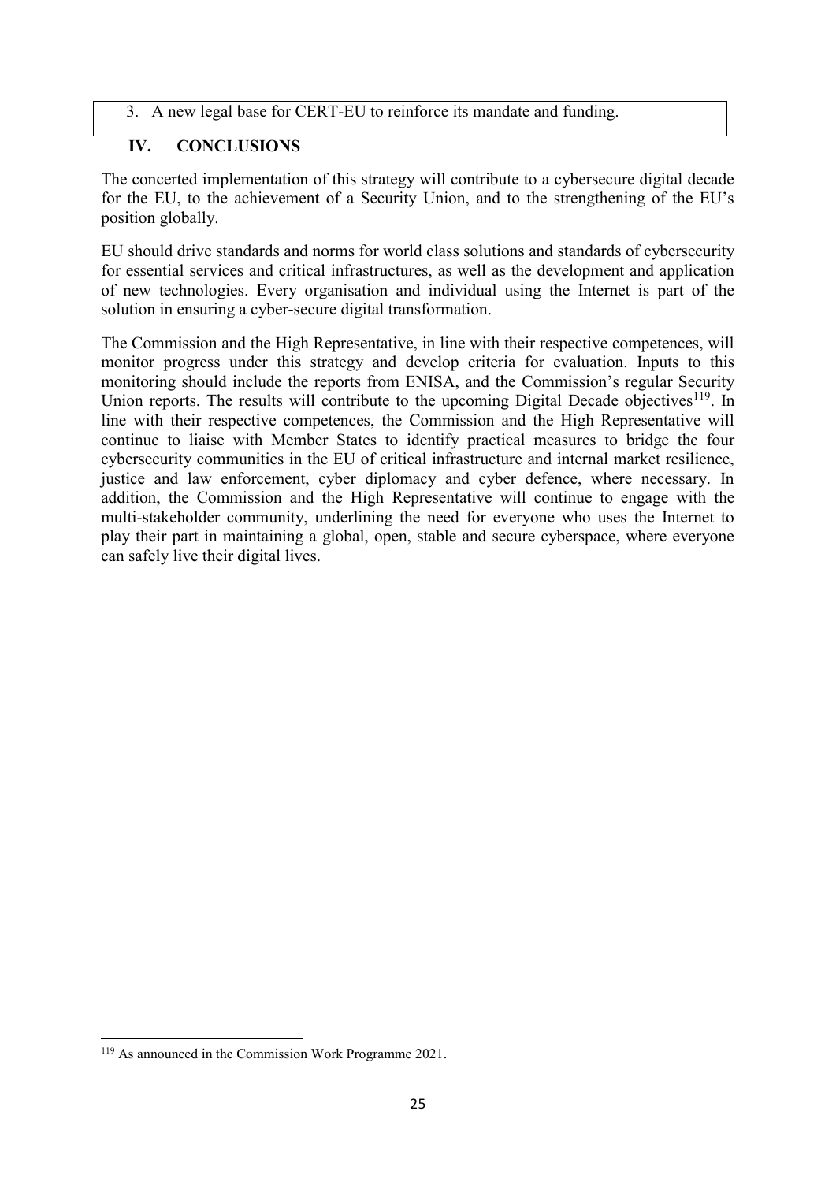3. A new legal base for CERT-EU to reinforce its mandate and funding.

## IV. CONCLUSIONS

The concerted implementation of this strategy will contribute to a cybersecure digital decade for the EU, to the achievement of a Security Union, and to the strengthening of the EU's position globally.

EU should drive standards and norms for world class solutions and standards of cybersecurity for essential services and critical infrastructures, as well as the development and application of new technologies. Every organisation and individual using the Internet is part of the solution in ensuring a cyber-secure digital transformation.

The Commission and the High Representative, in line with their respective competences, will monitor progress under this strategy and develop criteria for evaluation. Inputs to this monitoring should include the reports from ENISA, and the Commission's regular Security Union reports. The results will contribute to the upcoming Digital Decade objectives[119]. In line with their respective competences, the Commission and the High Representative will continue to liaise with Member States to identify practical measures to bridge the four cybersecurity communities in the EU of critical infrastructure and internal market resilience, justice and law enforcement, cyber diplomacy and cyber defence, where necessary. In addition, the Commission and the High Representative will continue to engage with the multi-stakeholder community, underlining the need for everyone who uses the Internet to play their part in maintaining a global, open, stable and secure cyberspace, where everyone can safely live their digital lives.

---

[119] As announced in the Commission Work Programme 2021.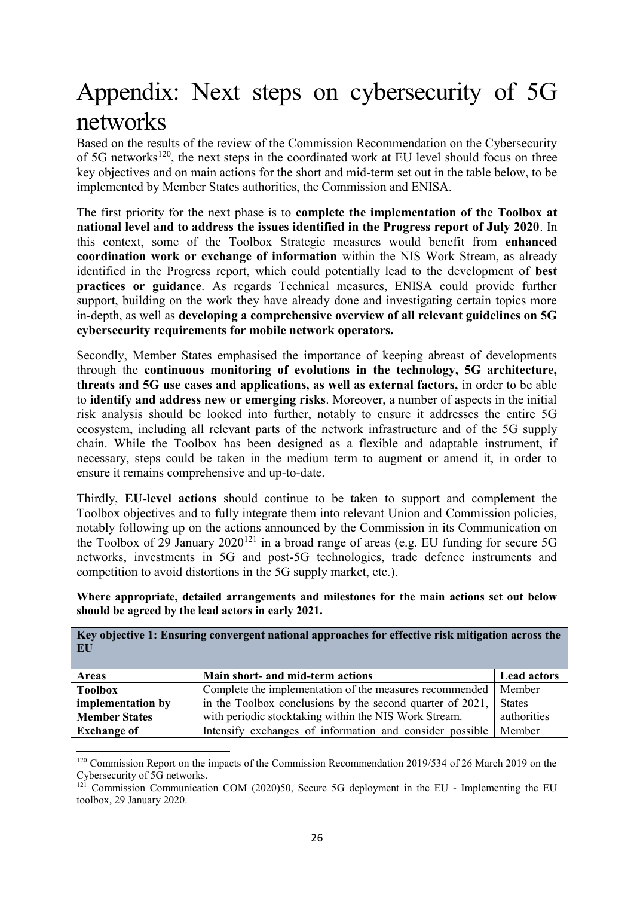# Appendix: Next steps on cybersecurity of 5G networks

Based on the results of the review of the Commission Recommendation on the Cybersecurity of 5G networks[120], the next steps in the coordinated work at EU level should focus on three key objectives and on main actions for the short and mid-term set out in the table below, to be implemented by Member States authorities, the Commission and ENISA.

The first priority for the next phase is to **complete the implementation of the Toolbox at national level and to address the issues identified in the Progress report of July 2020**. In this context, some of the Toolbox Strategic measures would benefit from **enhanced coordination work or exchange of information** within the NIS Work Stream, as already identified in the Progress report, which could potentially lead to the development of **best practices or guidance**. As regards Technical measures, ENISA could provide further support, building on the work they have already done and investigating certain topics more in-depth, as well as **developing a comprehensive overview of all relevant guidelines on 5G cybersecurity requirements for mobile network operators.**

Secondly, Member States emphasised the importance of keeping abreast of developments through the **continuous monitoring of evolutions in the technology, 5G architecture, threats and 5G use cases and applications, as well as external factors,** in order to be able to **identify and address new or emerging risks**. Moreover, a number of aspects in the initial risk analysis should be looked into further, notably to ensure it addresses the entire 5G ecosystem, including all relevant parts of the network infrastructure and of the 5G supply chain. While the Toolbox has been designed as a flexible and adaptable instrument, if necessary, steps could be taken in the medium term to augment or amend it, in order to ensure it remains comprehensive and up-to-date.

Thirdly, **EU-level actions** should continue to be taken to support and complement the Toolbox objectives and to fully integrate them into relevant Union and Commission policies, notably following up on the actions announced by the Commission in its Communication on the Toolbox of 29 January 2020[121] in a broad range of areas (e.g. EU funding for secure 5G networks, investments in 5G and post-5G technologies, trade defence instruments and competition to avoid distortions in the 5G supply market, etc.).

**Where appropriate, detailed arrangements and milestones for the main actions set out below should be agreed by the lead actors in early 2021.**

| **Key objective 1: Ensuring convergent national approaches for effective risk mitigation across the EU** | | |
|---|---|---|
| **Areas** | **Main short- and mid-term actions** | **Lead actors** |
| **Toolbox implementation by Member States** | Complete the implementation of the measures recommended in the Toolbox conclusions by the second quarter of 2021, with periodic stocktaking within the NIS Work Stream. | Member States authorities |
| **Exchange of** | Intensify exchanges of information and consider possible | Member |

[120] Commission Report on the impacts of the Commission Recommendation 2019/534 of 26 March 2019 on the Cybersecurity of 5G networks.

[121] Commission Communication COM (2020)50, Secure 5G deployment in the EU - Implementing the EU toolbox, 29 January 2020.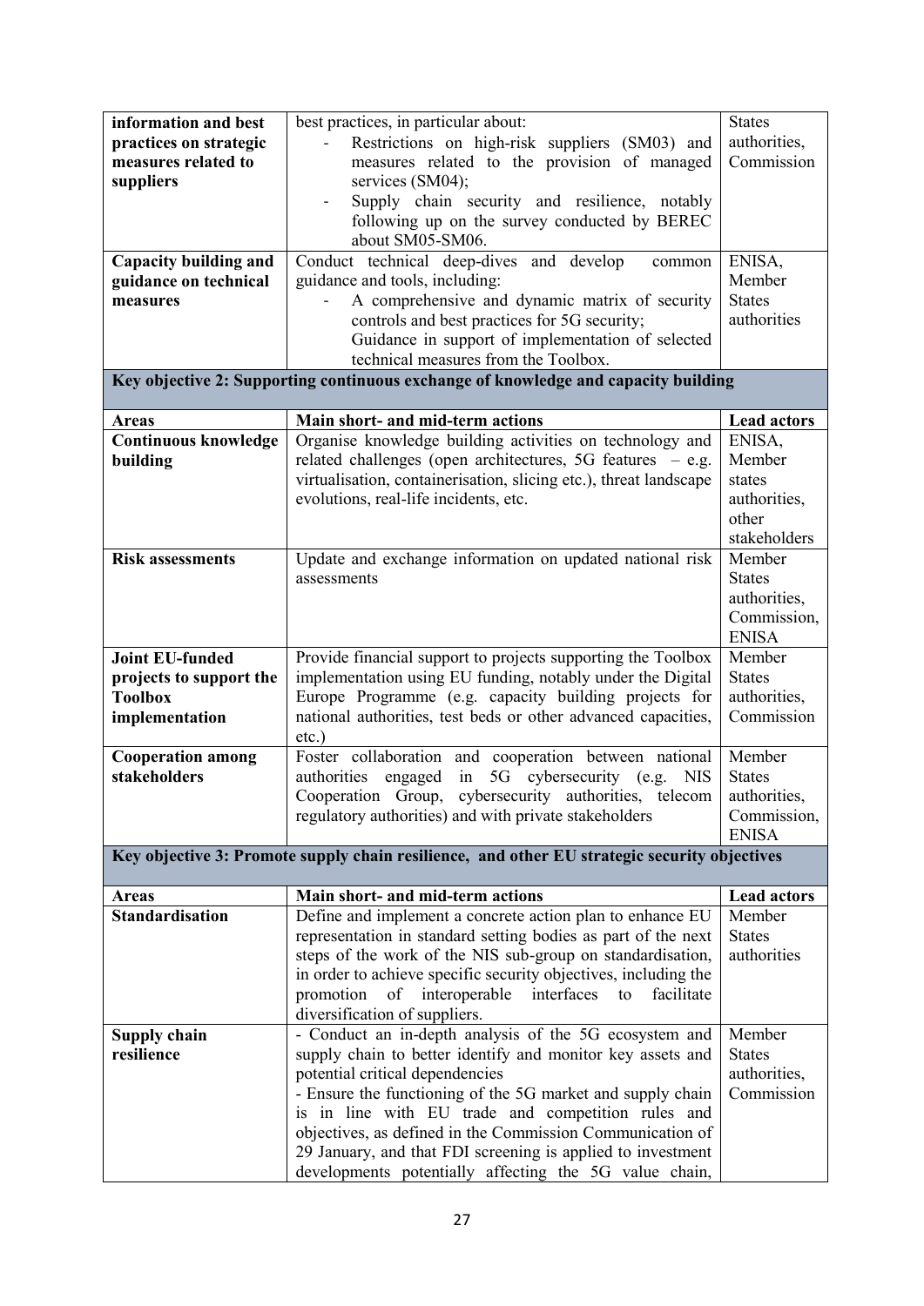| | | |
|---|---|---|
| **information and best practices on strategic measures related to suppliers** | best practices, in particular about:<br>- Restrictions on high-risk suppliers (SM03) and measures related to the provision of managed services (SM04);<br>- Supply chain security and resilience, notably following up on the survey conducted by BEREC about SM05-SM06. | States authorities, Commission |
| **Capacity building and guidance on technical measures** | Conduct technical deep-dives and develop common guidance and tools, including:<br>- A comprehensive and dynamic matrix of security controls and best practices for 5G security;<br>Guidance in support of implementation of selected technical measures from the Toolbox. | ENISA, Member States authorities |
| **Key objective 2: Supporting continuous exchange of knowledge and capacity building** | | |
| **Areas** | **Main short- and mid-term actions** | **Lead actors** |
| **Continuous knowledge building** | Organise knowledge building activities on technology and related challenges (open architectures, 5G features – e.g. virtualisation, containerisation, slicing etc.), threat landscape evolutions, real-life incidents, etc. | ENISA, Member states authorities, other stakeholders |
| **Risk assessments** | Update and exchange information on updated national risk assessments | Member States authorities, Commission, ENISA |
| **Joint EU-funded projects to support the Toolbox implementation** | Provide financial support to projects supporting the Toolbox implementation using EU funding, notably under the Digital Europe Programme (e.g. capacity building projects for national authorities, test beds or other advanced capacities, etc.) | Member States authorities, Commission |
| **Cooperation among stakeholders** | Foster collaboration and cooperation between national authorities engaged in 5G cybersecurity (e.g. NIS Cooperation Group, cybersecurity authorities, telecom regulatory authorities) and with private stakeholders | Member States authorities, Commission, ENISA |
| **Key objective 3: Promote supply chain resilience, and other EU strategic security objectives** | | |
| **Areas** | **Main short- and mid-term actions** | **Lead actors** |
| **Standardisation** | Define and implement a concrete action plan to enhance EU representation in standard setting bodies as part of the next steps of the work of the NIS sub-group on standardisation, in order to achieve specific security objectives, including the promotion of interoperable interfaces to facilitate diversification of suppliers. | Member States authorities |
| **Supply chain resilience** | - Conduct an in-depth analysis of the 5G ecosystem and supply chain to better identify and monitor key assets and potential critical dependencies<br>- Ensure the functioning of the 5G market and supply chain is in line with EU trade and competition rules and objectives, as defined in the Commission Communication of 29 January, and that FDI screening is applied to investment developments potentially affecting the 5G value chain, | Member States authorities, Commission |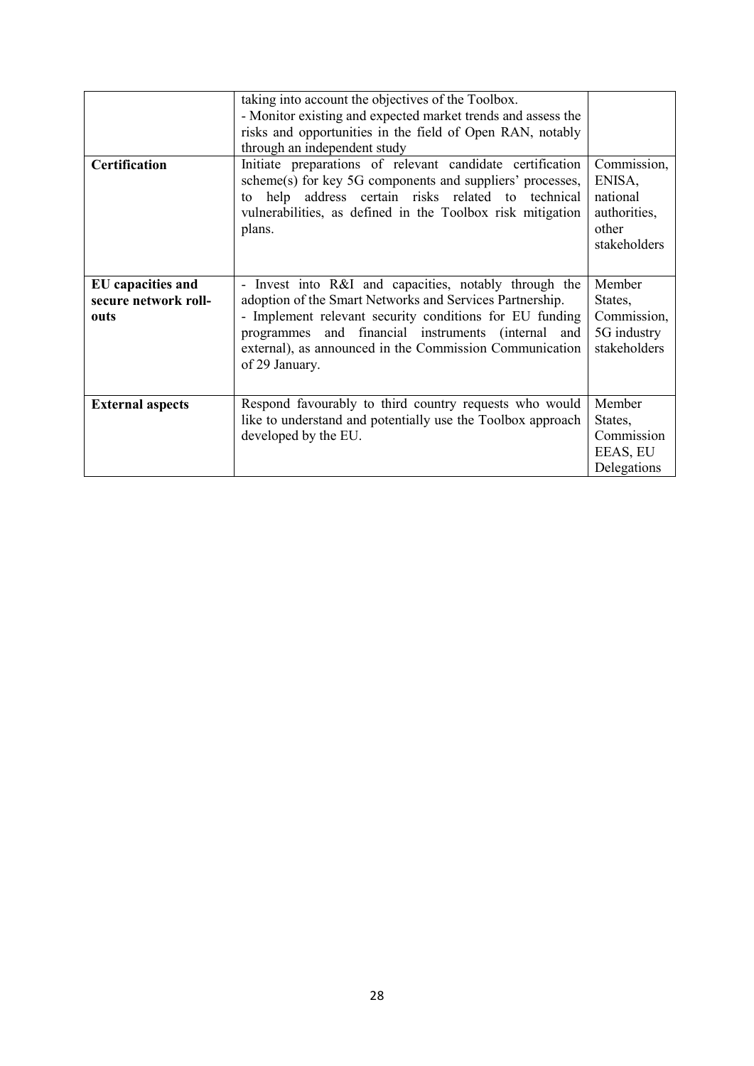| | | |
|---|---|---|
| | taking into account the objectives of the Toolbox.<br>- Monitor existing and expected market trends and assess the risks and opportunities in the field of Open RAN, notably through an independent study | |
| **Certification** | Initiate preparations of relevant candidate certification scheme(s) for key 5G components and suppliers' processes, to help address certain risks related to technical vulnerabilities, as defined in the Toolbox risk mitigation plans. | Commission, ENISA, national authorities, other stakeholders |
| **EU capacities and secure network roll-outs** | - Invest into R&I and capacities, notably through the adoption of the Smart Networks and Services Partnership.<br>- Implement relevant security conditions for EU funding programmes and financial instruments (internal and external), as announced in the Commission Communication of 29 January. | Member States, Commission, 5G industry stakeholders |
| **External aspects** | Respond favourably to third country requests who would like to understand and potentially use the Toolbox approach developed by the EU. | Member States, Commission EEAS, EU Delegations |